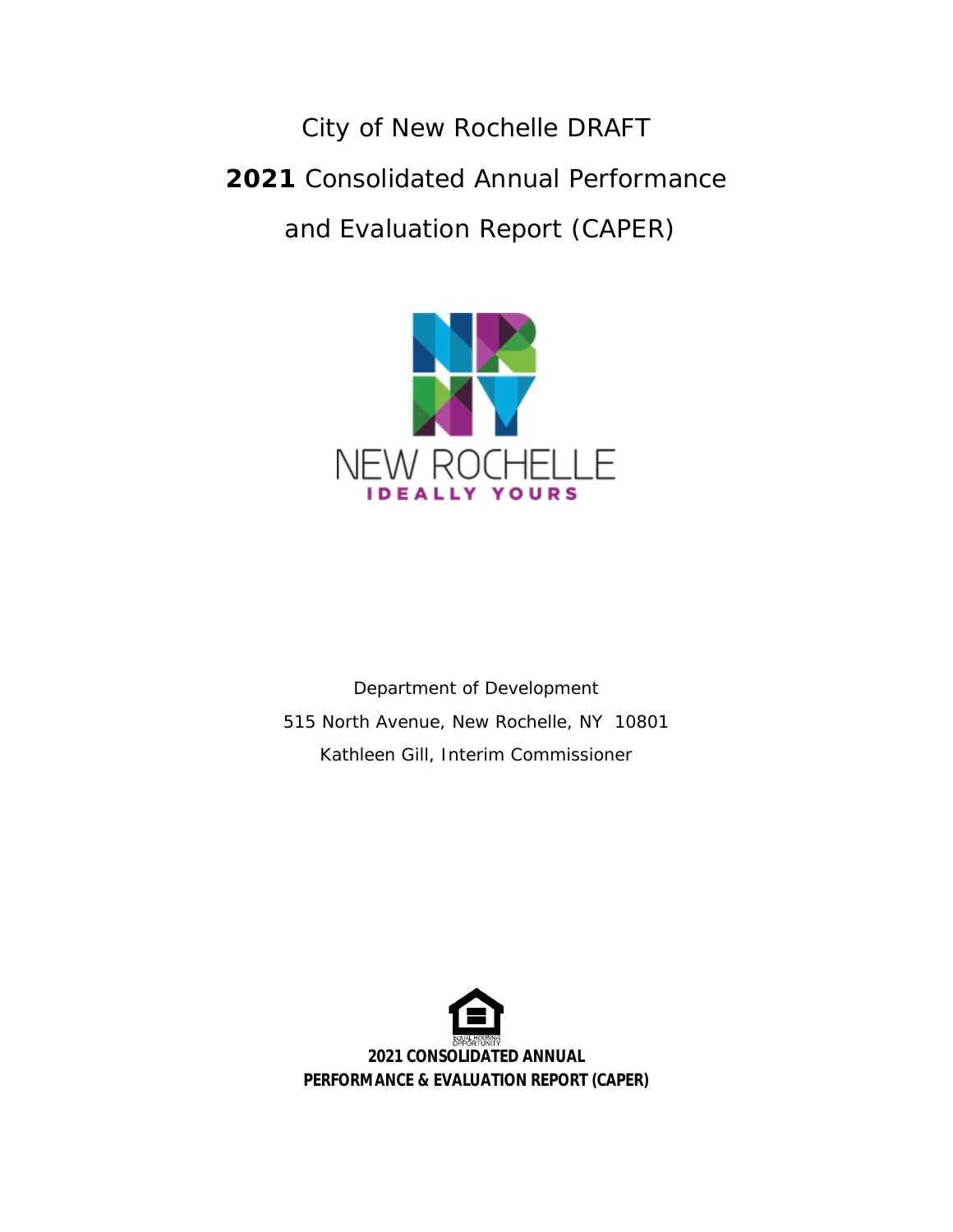# City of New Rochelle DRAFT

# **2021** Consolidated Annual Performance and Evaluation Report (CAPER)

NEW ROCHELLE

IDEALLY YOURS

Department of Development

515 North Avenue, New Rochelle, NY 10801

Kathleen Gill, Interim Commissioner

EQUAL HOUSING OPPORTUNITY

**2021 CONSOLIDATED ANNUAL PERFORMANCE & EVALUATION REPORT (CAPER)**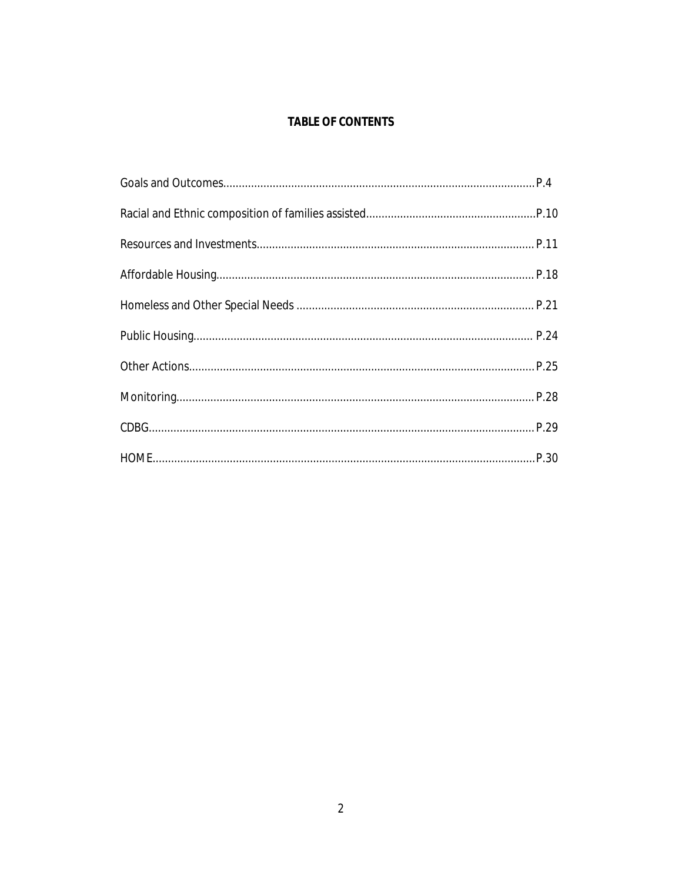# TABLE OF CONTENTS

Goals and Outcomes....................................................................................................P.4

Racial and Ethnic composition of families assisted.......................................................P.10

Resources and Investments.........................................................................................P.11

Affordable Housing......................................................................................................P.18

Homeless and Other Special Needs ............................................................................P.21

Public Housing............................................................................................................P.24

Other Actions..............................................................................................................P.25

Monitoring..................................................................................................................P.28

CDBG..........................................................................................................................P.29

HOME..........................................................................................................................P.30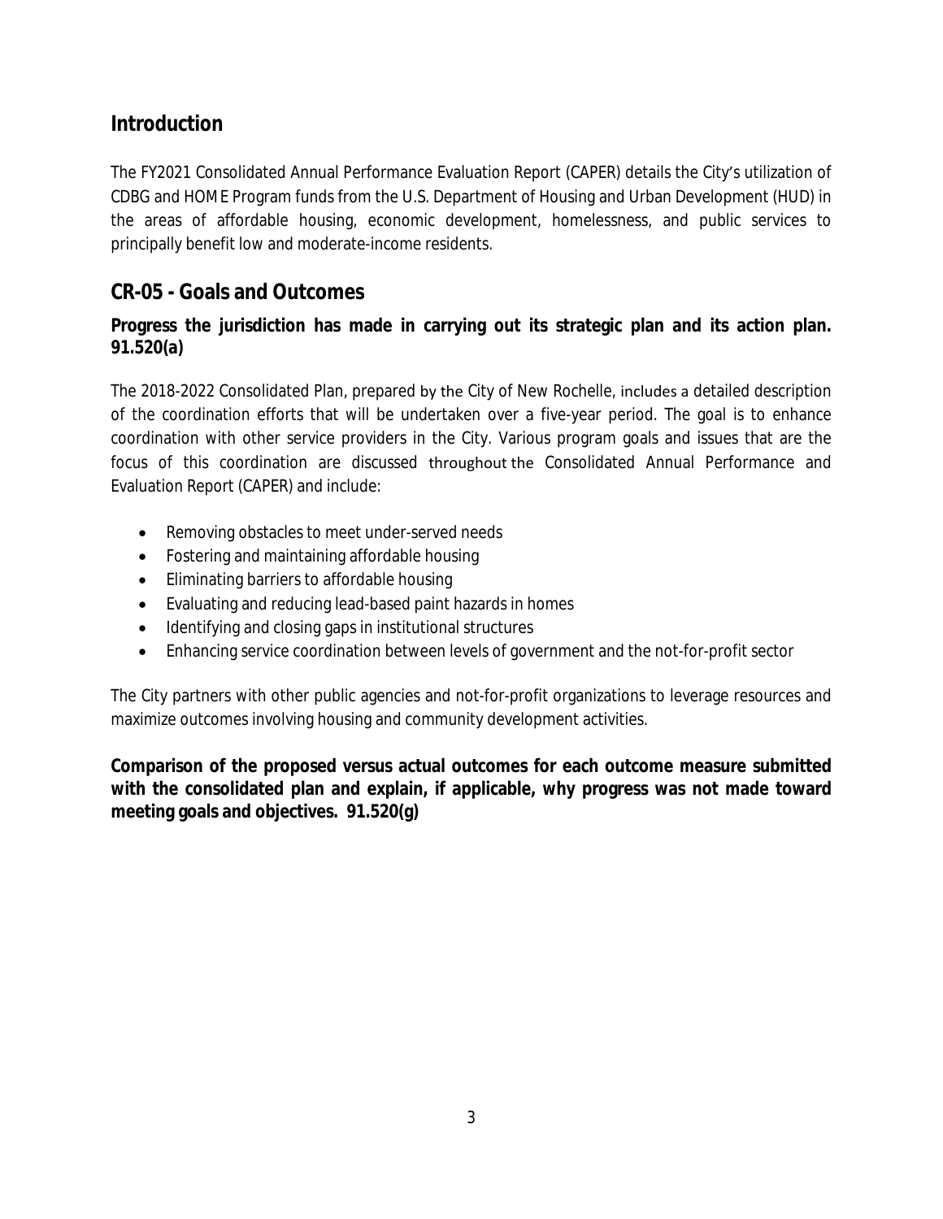## Introduction

The FY2021 Consolidated Annual Performance Evaluation Report (CAPER) details the City's utilization of CDBG and HOME Program funds from the U.S. Department of Housing and Urban Development (HUD) in the areas of affordable housing, economic development, homelessness, and public services to principally benefit low and moderate-income residents.

## CR-05 - Goals and Outcomes

**Progress the jurisdiction has made in carrying out its strategic plan and its action plan. 91.520(a)**

The 2018-2022 Consolidated Plan, prepared by the City of New Rochelle, includes a detailed description of the coordination efforts that will be undertaken over a five-year period. The goal is to enhance coordination with other service providers in the City. Various program goals and issues that are the focus of this coordination are discussed throughout the Consolidated Annual Performance and Evaluation Report (CAPER) and include:

- Removing obstacles to meet under-served needs
- Fostering and maintaining affordable housing
- Eliminating barriers to affordable housing
- Evaluating and reducing lead-based paint hazards in homes
- Identifying and closing gaps in institutional structures
- Enhancing service coordination between levels of government and the not-for-profit sector

The City partners with other public agencies and not-for-profit organizations to leverage resources and maximize outcomes involving housing and community development activities.

**Comparison of the proposed versus actual outcomes for each outcome measure submitted with the consolidated plan and explain, if applicable, why progress was not made toward meeting goals and objectives. 91.520(g)**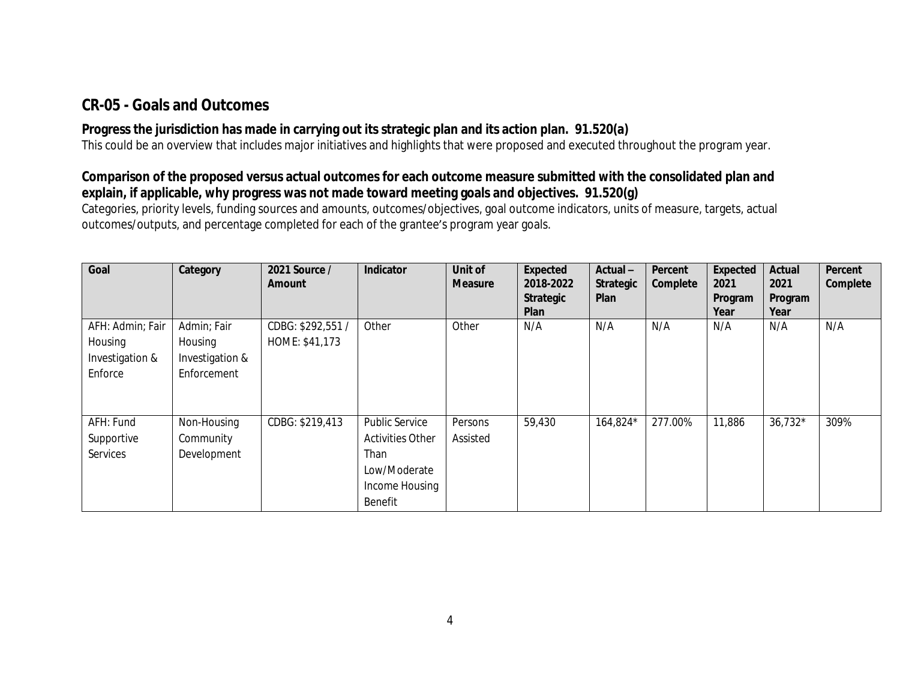## CR-05 - Goals and Outcomes

**Progress the jurisdiction has made in carrying out its strategic plan and its action plan. 91.520(a)**

This could be an overview that includes major initiatives and highlights that were proposed and executed throughout the program year.

**Comparison of the proposed versus actual outcomes for each outcome measure submitted with the consolidated plan and explain, if applicable, why progress was not made toward meeting goals and objectives. 91.520(g)**

Categories, priority levels, funding sources and amounts, outcomes/objectives, goal outcome indicators, units of measure, targets, actual outcomes/outputs, and percentage completed for each of the grantee's program year goals.

| Goal | Category | 2021 Source / Amount | Indicator | Unit of Measure | Expected 2018-2022 Strategic Plan | Actual – Strategic Plan | Percent Complete | Expected 2021 Program Year | Actual 2021 Program Year | Percent Complete |
|---|---|---|---|---|---|---|---|---|---|---|
| AFH: Admin; Fair Housing Investigation & Enforce | Admin; Fair Housing Investigation & Enforcement | CDBG: $292,551 / HOME: $41,173 | Other | Other | N/A | N/A | N/A | N/A | N/A | N/A |
| AFH: Fund Supportive Services | Non-Housing Community Development | CDBG: $219,413 | Public Service Activities Other Than Low/Moderate Income Housing Benefit | Persons Assisted | 59,430 | 164,824* | 277.00% | 11,886 | 36,732* | 309% |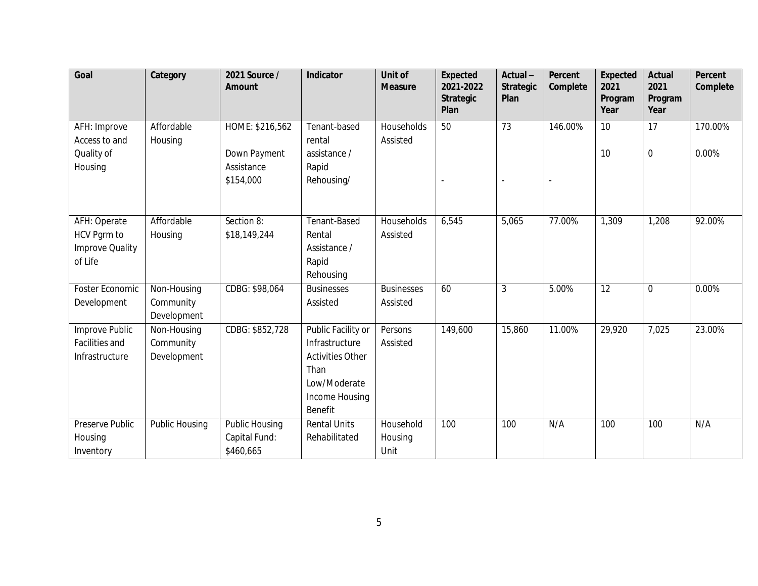| Goal | Category | 2021 Source / Amount | Indicator | Unit of Measure | Expected 2021-2022 Strategic Plan | Actual – Strategic Plan | Percent Complete | Expected 2021 Program Year | Actual 2021 Program Year | Percent Complete |
|---|---|---|---|---|---|---|---|---|---|---|
| AFH: Improve Access to and Quality of Housing | Affordable Housing | HOME: $216,562<br><br>Down Payment Assistance $154,000 | Tenant-based rental assistance / Rapid Rehousing/ | Households Assisted | 50<br><br>- | 73<br><br>- | 146.00%<br><br>- | 10<br><br>10 | 17<br><br>0 | 170.00%<br><br>0.00% |
| AFH: Operate HCV Pgrm to Improve Quality of Life | Affordable Housing | Section 8: $18,149,244 | Tenant-Based Rental Assistance / Rapid Rehousing | Households Assisted | 6,545 | 5,065 | 77.00% | 1,309 | 1,208 | 92.00% |
| Foster Economic Development | Non-Housing Community Development | CDBG: $98,064 | Businesses Assisted | Businesses Assisted | 60 | 3 | 5.00% | 12 | 0 | 0.00% |
| Improve Public Facilities and Infrastructure | Non-Housing Community Development | CDBG: $852,728 | Public Facility or Infrastructure Activities Other Than Low/Moderate Income Housing Benefit | Persons Assisted | 149,600 | 15,860 | 11.00% | 29,920 | 7,025 | 23.00% |
| Preserve Public Housing Inventory | Public Housing | Public Housing Capital Fund: $460,665 | Rental Units Rehabilitated | Household Housing Unit | 100 | 100 | N/A | 100 | 100 | N/A |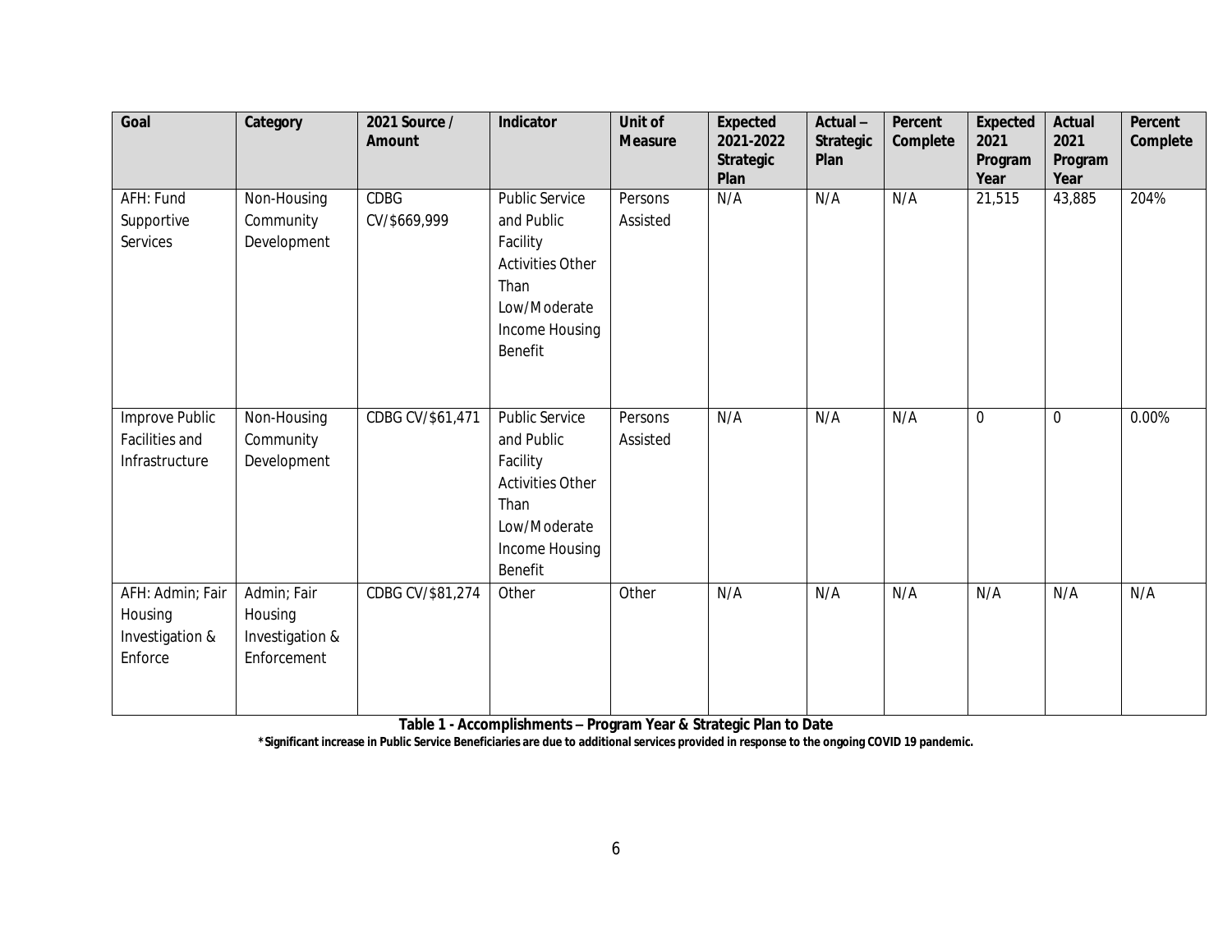| Goal | Category | 2021 Source / Amount | Indicator | Unit of Measure | Expected 2021-2022 Strategic Plan | Actual – Strategic Plan | Percent Complete | Expected 2021 Program Year | Actual 2021 Program Year | Percent Complete |
|---|---|---|---|---|---|---|---|---|---|---|
| AFH: Fund Supportive Services | Non-Housing Community Development | CDBG CV/$669,999 | Public Service and Public Facility Activities Other Than Low/Moderate Income Housing Benefit | Persons Assisted | N/A | N/A | N/A | 21,515 | 43,885 | 204% |
| Improve Public Facilities and Infrastructure | Non-Housing Community Development | CDBG CV/$61,471 | Public Service and Public Facility Activities Other Than Low/Moderate Income Housing Benefit | Persons Assisted | N/A | N/A | N/A | 0 | 0 | 0.00% |
| AFH: Admin; Fair Housing Investigation & Enforce | Admin; Fair Housing Investigation & Enforcement | CDBG CV/$81,274 | Other | Other | N/A | N/A | N/A | N/A | N/A | N/A |

**Table 1 - Accomplishments – Program Year & Strategic Plan to Date**

***Significant increase in Public Service Beneficiaries are due to additional services provided in response to the ongoing COVID 19 pandemic.**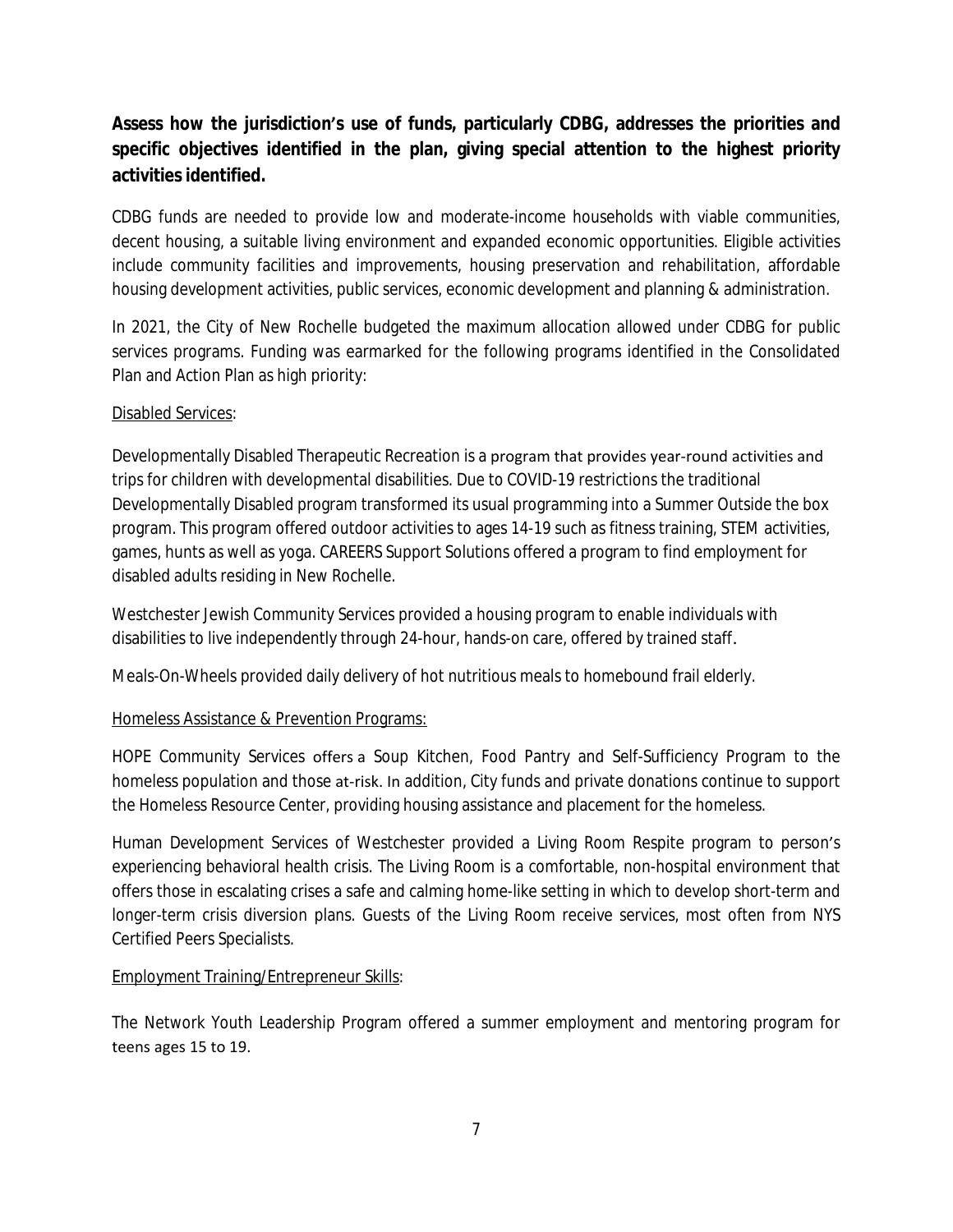**Assess how the jurisdiction's use of funds, particularly CDBG, addresses the priorities and specific objectives identified in the plan, giving special attention to the highest priority activities identified.**

CDBG funds are needed to provide low and moderate-income households with viable communities, decent housing, a suitable living environment and expanded economic opportunities. Eligible activities include community facilities and improvements, housing preservation and rehabilitation, affordable housing development activities, public services, economic development and planning & administration.

In 2021, the City of New Rochelle budgeted the maximum allocation allowed under CDBG for public services programs. Funding was earmarked for the following programs identified in the Consolidated Plan and Action Plan as high priority:

<u>Disabled Services</u>:

Developmentally Disabled Therapeutic Recreation is a program that provides year-round activities and trips for children with developmental disabilities. Due to COVID-19 restrictions the traditional Developmentally Disabled program transformed its usual programming into a Summer Outside the box program. This program offered outdoor activities to ages 14-19 such as fitness training, STEM activities, games, hunts as well as yoga. CAREERS Support Solutions offered a program to find employment for disabled adults residing in New Rochelle.

Westchester Jewish Community Services provided a housing program to enable individuals with disabilities to live independently through 24-hour, hands-on care, offered by trained staff.

Meals-On-Wheels provided daily delivery of hot nutritious meals to homebound frail elderly.

<u>Homeless Assistance & Prevention Programs:</u>

HOPE Community Services offers a Soup Kitchen, Food Pantry and Self-Sufficiency Program to the homeless population and those at-risk. In addition, City funds and private donations continue to support the Homeless Resource Center, providing housing assistance and placement for the homeless.

Human Development Services of Westchester provided a Living Room Respite program to person's experiencing behavioral health crisis. The Living Room is a comfortable, non-hospital environment that offers those in escalating crises a safe and calming home-like setting in which to develop short-term and longer-term crisis diversion plans. Guests of the Living Room receive services, most often from NYS Certified Peers Specialists.

<u>Employment Training/Entrepreneur Skills</u>:

The Network Youth Leadership Program offered a summer employment and mentoring program for teens ages 15 to 19.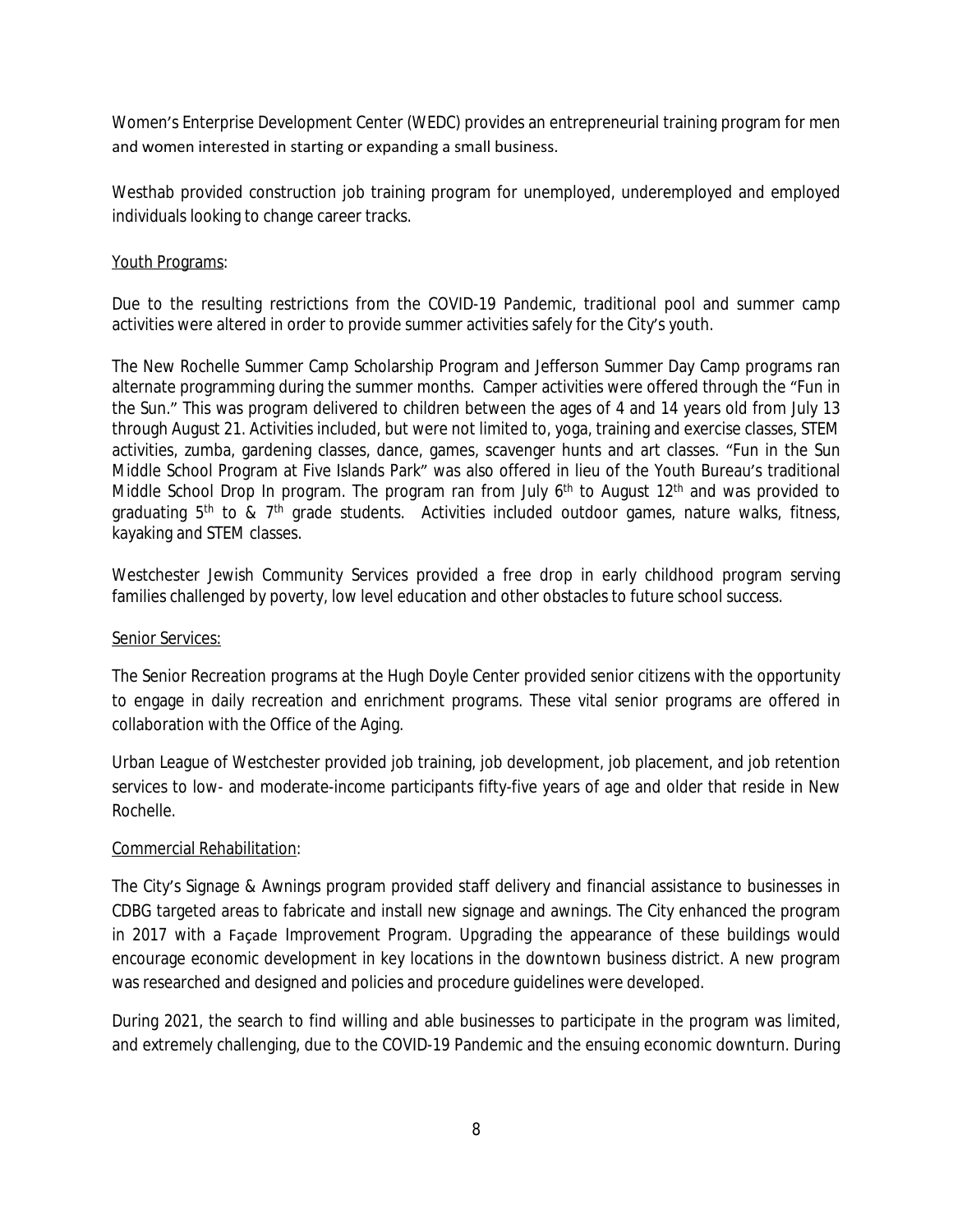Women's Enterprise Development Center (WEDC) provides an entrepreneurial training program for men and women interested in starting or expanding a small business.

Westhab provided construction job training program for unemployed, underemployed and employed individuals looking to change career tracks.

Youth Programs:

Due to the resulting restrictions from the COVID-19 Pandemic, traditional pool and summer camp activities were altered in order to provide summer activities safely for the City's youth.

The New Rochelle Summer Camp Scholarship Program and Jefferson Summer Day Camp programs ran alternate programming during the summer months. Camper activities were offered through the "Fun in the Sun." This was program delivered to children between the ages of 4 and 14 years old from July 13 through August 21. Activities included, but were not limited to, yoga, training and exercise classes, STEM activities, zumba, gardening classes, dance, games, scavenger hunts and art classes. "Fun in the Sun Middle School Program at Five Islands Park" was also offered in lieu of the Youth Bureau's traditional Middle School Drop In program. The program ran from July 6th to August 12th and was provided to graduating 5th to & 7th grade students. Activities included outdoor games, nature walks, fitness, kayaking and STEM classes.

Westchester Jewish Community Services provided a free drop in early childhood program serving families challenged by poverty, low level education and other obstacles to future school success.

Senior Services:

The Senior Recreation programs at the Hugh Doyle Center provided senior citizens with the opportunity to engage in daily recreation and enrichment programs. These vital senior programs are offered in collaboration with the Office of the Aging.

Urban League of Westchester provided job training, job development, job placement, and job retention services to low- and moderate-income participants fifty-five years of age and older that reside in New Rochelle.

Commercial Rehabilitation:

The City's Signage & Awnings program provided staff delivery and financial assistance to businesses in CDBG targeted areas to fabricate and install new signage and awnings. The City enhanced the program in 2017 with a Façade Improvement Program. Upgrading the appearance of these buildings would encourage economic development in key locations in the downtown business district. A new program was researched and designed and policies and procedure guidelines were developed.

During 2021, the search to find willing and able businesses to participate in the program was limited, and extremely challenging, due to the COVID-19 Pandemic and the ensuing economic downturn. During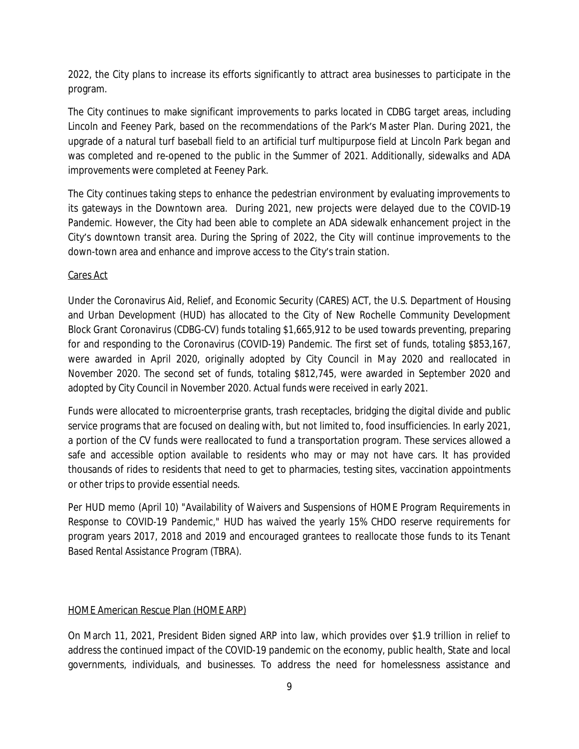2022, the City plans to increase its efforts significantly to attract area businesses to participate in the program.

The City continues to make significant improvements to parks located in CDBG target areas, including Lincoln and Feeney Park, based on the recommendations of the Park's Master Plan. During 2021, the upgrade of a natural turf baseball field to an artificial turf multipurpose field at Lincoln Park began and was completed and re-opened to the public in the Summer of 2021. Additionally, sidewalks and ADA improvements were completed at Feeney Park.

The City continues taking steps to enhance the pedestrian environment by evaluating improvements to its gateways in the Downtown area. During 2021, new projects were delayed due to the COVID-19 Pandemic. However, the City had been able to complete an ADA sidewalk enhancement project in the City's downtown transit area. During the Spring of 2022, the City will continue improvements to the down-town area and enhance and improve access to the City's train station.

<u>Cares Act</u>

Under the Coronavirus Aid, Relief, and Economic Security (CARES) ACT, the U.S. Department of Housing and Urban Development (HUD) has allocated to the City of New Rochelle Community Development Block Grant Coronavirus (CDBG-CV) funds totaling $1,665,912 to be used towards preventing, preparing for and responding to the Coronavirus (COVID-19) Pandemic. The first set of funds, totaling $853,167, were awarded in April 2020, originally adopted by City Council in May 2020 and reallocated in November 2020. The second set of funds, totaling $812,745, were awarded in September 2020 and adopted by City Council in November 2020. Actual funds were received in early 2021.

Funds were allocated to microenterprise grants, trash receptacles, bridging the digital divide and public service programs that are focused on dealing with, but not limited to, food insufficiencies. In early 2021, a portion of the CV funds were reallocated to fund a transportation program. These services allowed a safe and accessible option available to residents who may or may not have cars. It has provided thousands of rides to residents that need to get to pharmacies, testing sites, vaccination appointments or other trips to provide essential needs.

Per HUD memo (April 10) "Availability of Waivers and Suspensions of HOME Program Requirements in Response to COVID-19 Pandemic," HUD has waived the yearly 15% CHDO reserve requirements for program years 2017, 2018 and 2019 and encouraged grantees to reallocate those funds to its Tenant Based Rental Assistance Program (TBRA).

<u>HOME American Rescue Plan (HOME ARP)</u>

On March 11, 2021, President Biden signed ARP into law, which provides over $1.9 trillion in relief to address the continued impact of the COVID-19 pandemic on the economy, public health, State and local governments, individuals, and businesses. To address the need for homelessness assistance and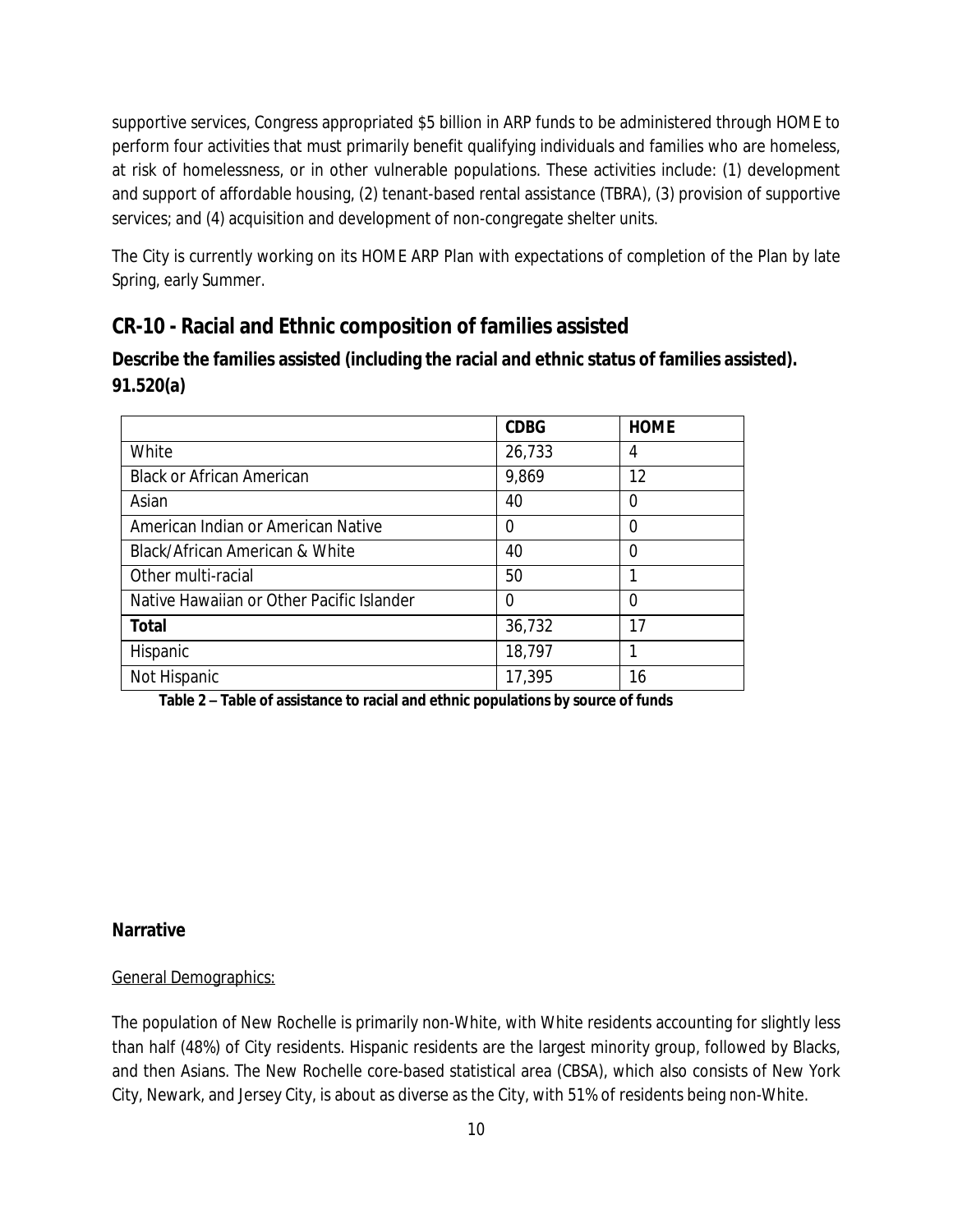supportive services, Congress appropriated $5 billion in ARP funds to be administered through HOME to perform four activities that must primarily benefit qualifying individuals and families who are homeless, at risk of homelessness, or in other vulnerable populations. These activities include: (1) development and support of affordable housing, (2) tenant-based rental assistance (TBRA), (3) provision of supportive services; and (4) acquisition and development of non-congregate shelter units.

The City is currently working on its HOME ARP Plan with expectations of completion of the Plan by late Spring, early Summer.

## CR-10 - Racial and Ethnic composition of families assisted

**Describe the families assisted (including the racial and ethnic status of families assisted). 91.520(a)**

| | CDBG | HOME |
|---|---|---|
| White | 26,733 | 4 |
| Black or African American | 9,869 | 12 |
| Asian | 40 | 0 |
| American Indian or American Native | 0 | 0 |
| Black/African American & White | 40 | 0 |
| Other multi-racial | 50 | 1 |
| Native Hawaiian or Other Pacific Islander | 0 | 0 |
| **Total** | 36,732 | 17 |
| Hispanic | 18,797 | 1 |
| Not Hispanic | 17,395 | 16 |

**Table 2 – Table of assistance to racial and ethnic populations by source of funds**

### Narrative

General Demographics:

The population of New Rochelle is primarily non-White, with White residents accounting for slightly less than half (48%) of City residents. Hispanic residents are the largest minority group, followed by Blacks, and then Asians. The New Rochelle core-based statistical area (CBSA), which also consists of New York City, Newark, and Jersey City, is about as diverse as the City, with 51% of residents being non-White.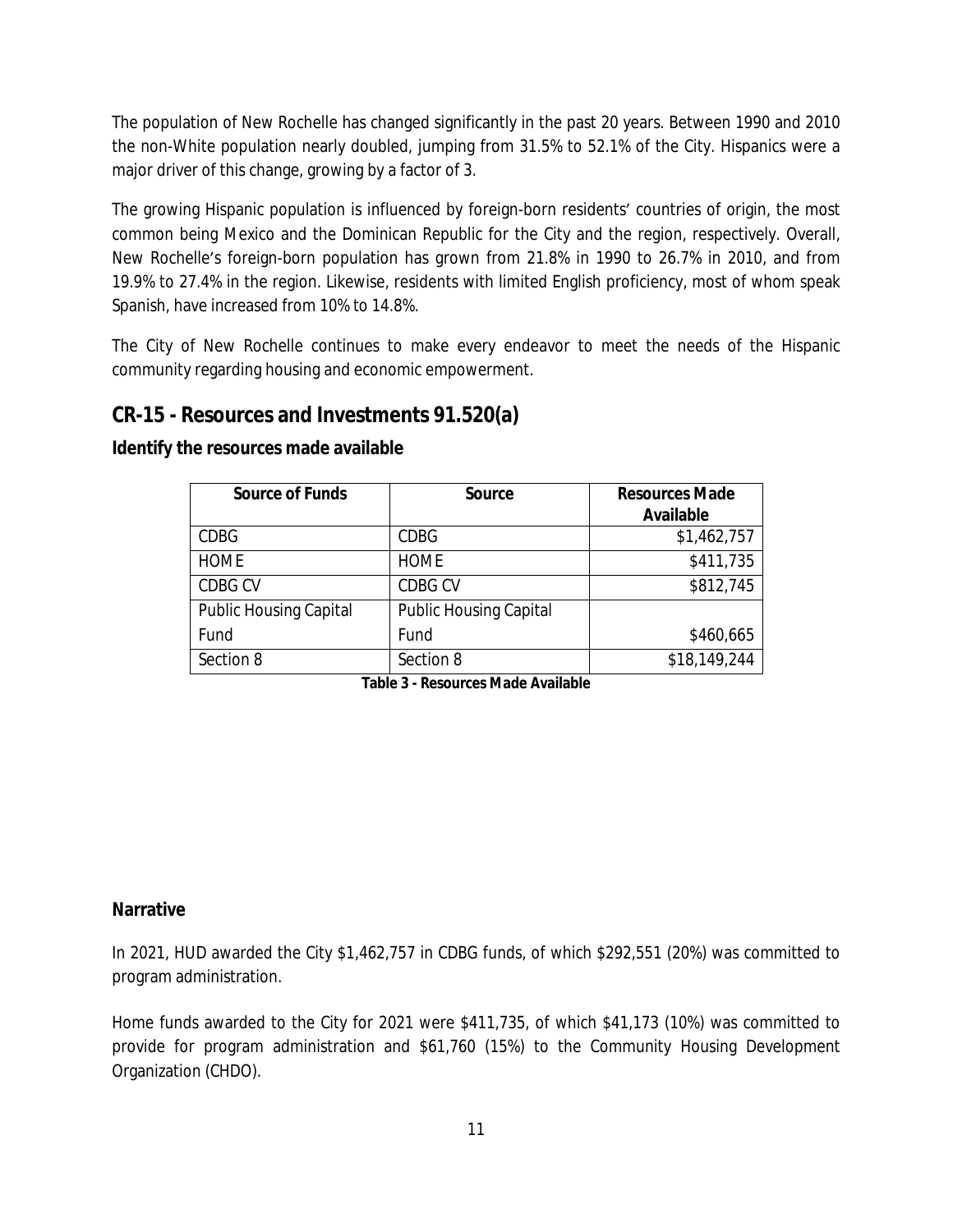The population of New Rochelle has changed significantly in the past 20 years. Between 1990 and 2010 the non-White population nearly doubled, jumping from 31.5% to 52.1% of the City. Hispanics were a major driver of this change, growing by a factor of 3.

The growing Hispanic population is influenced by foreign-born residents' countries of origin, the most common being Mexico and the Dominican Republic for the City and the region, respectively. Overall, New Rochelle's foreign-born population has grown from 21.8% in 1990 to 26.7% in 2010, and from 19.9% to 27.4% in the region. Likewise, residents with limited English proficiency, most of whom speak Spanish, have increased from 10% to 14.8%.

The City of New Rochelle continues to make every endeavor to meet the needs of the Hispanic community regarding housing and economic empowerment.

## CR-15 - Resources and Investments 91.520(a)

### Identify the resources made available

| Source of Funds | Source | Resources Made Available |
|---|---|---|
| CDBG | CDBG | $1,462,757 |
| HOME | HOME | $411,735 |
| CDBG CV | CDBG CV | $812,745 |
| Public Housing Capital Fund | Public Housing Capital Fund | $460,665 |
| Section 8 | Section 8 | $18,149,244 |

**Table 3 - Resources Made Available**

### Narrative

In 2021, HUD awarded the City $1,462,757 in CDBG funds, of which $292,551 (20%) was committed to program administration.

Home funds awarded to the City for 2021 were $411,735, of which $41,173 (10%) was committed to provide for program administration and $61,760 (15%) to the Community Housing Development Organization (CHDO).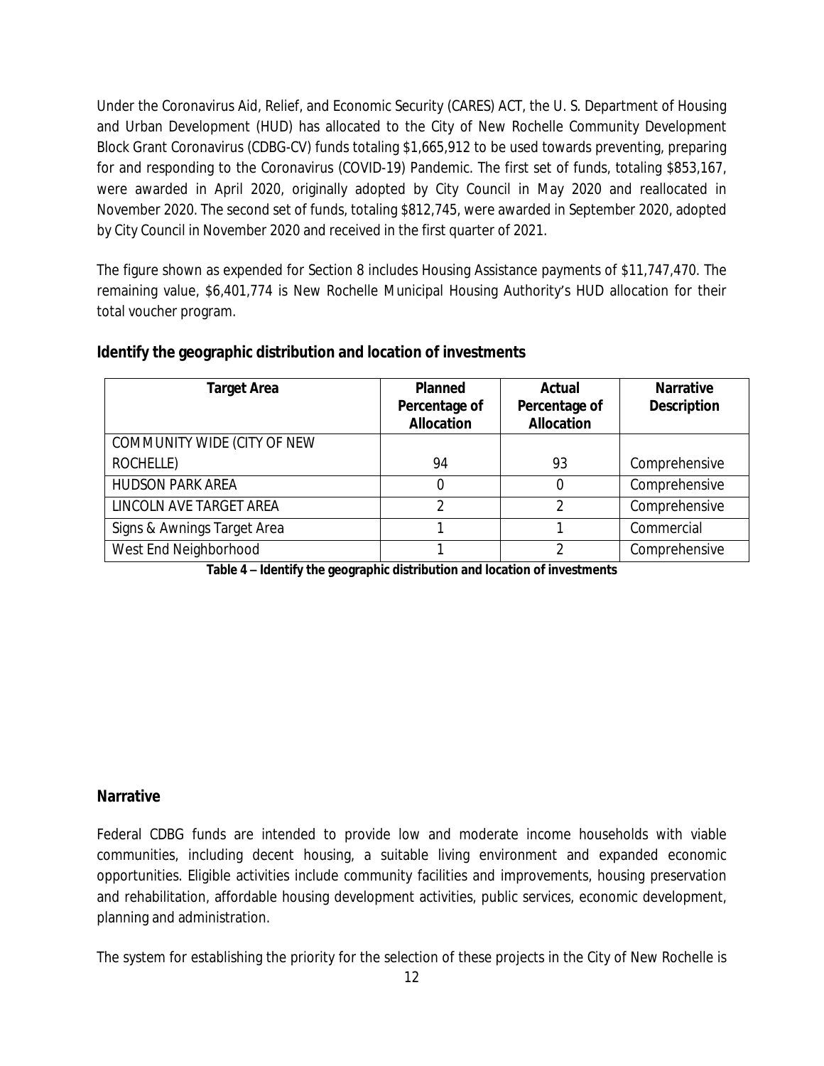Under the Coronavirus Aid, Relief, and Economic Security (CARES) ACT, the U. S. Department of Housing and Urban Development (HUD) has allocated to the City of New Rochelle Community Development Block Grant Coronavirus (CDBG-CV) funds totaling $1,665,912 to be used towards preventing, preparing for and responding to the Coronavirus (COVID-19) Pandemic. The first set of funds, totaling $853,167, were awarded in April 2020, originally adopted by City Council in May 2020 and reallocated in November 2020. The second set of funds, totaling $812,745, were awarded in September 2020, adopted by City Council in November 2020 and received in the first quarter of 2021.

The figure shown as expended for Section 8 includes Housing Assistance payments of $11,747,470. The remaining value, $6,401,774 is New Rochelle Municipal Housing Authority's HUD allocation for their total voucher program.

## Identify the geographic distribution and location of investments

| Target Area | Planned Percentage of Allocation | Actual Percentage of Allocation | Narrative Description |
|---|---|---|---|
| COMMUNITY WIDE (CITY OF NEW ROCHELLE) | 94 | 93 | Comprehensive |
| HUDSON PARK AREA | 0 | 0 | Comprehensive |
| LINCOLN AVE TARGET AREA | 2 | 2 | Comprehensive |
| Signs & Awnings Target Area | 1 | 1 | Commercial |
| West End Neighborhood | 1 | 2 | Comprehensive |

**Table 4 – Identify the geographic distribution and location of investments**

## Narrative

Federal CDBG funds are intended to provide low and moderate income households with viable communities, including decent housing, a suitable living environment and expanded economic opportunities. Eligible activities include community facilities and improvements, housing preservation and rehabilitation, affordable housing development activities, public services, economic development, planning and administration.

The system for establishing the priority for the selection of these projects in the City of New Rochelle is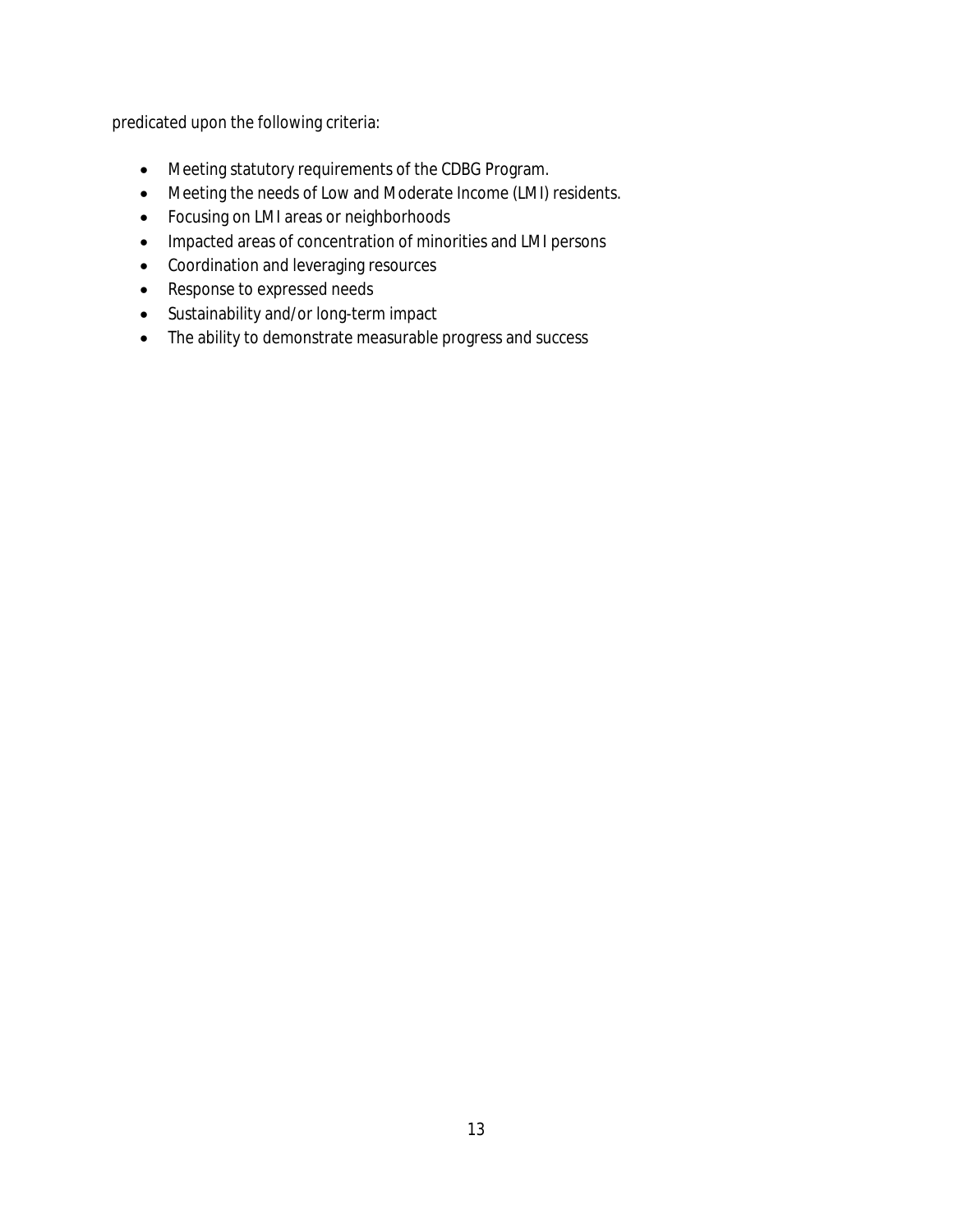predicated upon the following criteria:

- Meeting statutory requirements of the CDBG Program.
- Meeting the needs of Low and Moderate Income (LMI) residents.
- Focusing on LMI areas or neighborhoods
- Impacted areas of concentration of minorities and LMI persons
- Coordination and leveraging resources
- Response to expressed needs
- Sustainability and/or long-term impact
- The ability to demonstrate measurable progress and success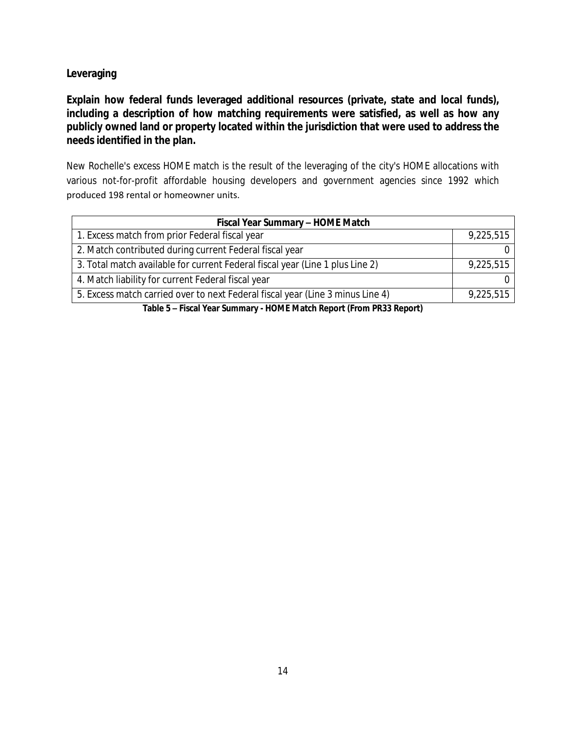## Leveraging

**Explain how federal funds leveraged additional resources (private, state and local funds), including a description of how matching requirements were satisfied, as well as how any publicly owned land or property located within the jurisdiction that were used to address the needs identified in the plan.**

New Rochelle's excess HOME match is the result of the leveraging of the city's HOME allocations with various not-for-profit affordable housing developers and government agencies since 1992 which produced 198 rental or homeowner units.

| Fiscal Year Summary – HOME Match | |
|---|---|
| 1. Excess match from prior Federal fiscal year | 9,225,515 |
| 2. Match contributed during current Federal fiscal year | 0 |
| 3. Total match available for current Federal fiscal year (Line 1 plus Line 2) | 9,225,515 |
| 4. Match liability for current Federal fiscal year | 0 |
| 5. Excess match carried over to next Federal fiscal year (Line 3 minus Line 4) | 9,225,515 |

**Table 5 – Fiscal Year Summary - HOME Match Report (From PR33 Report)**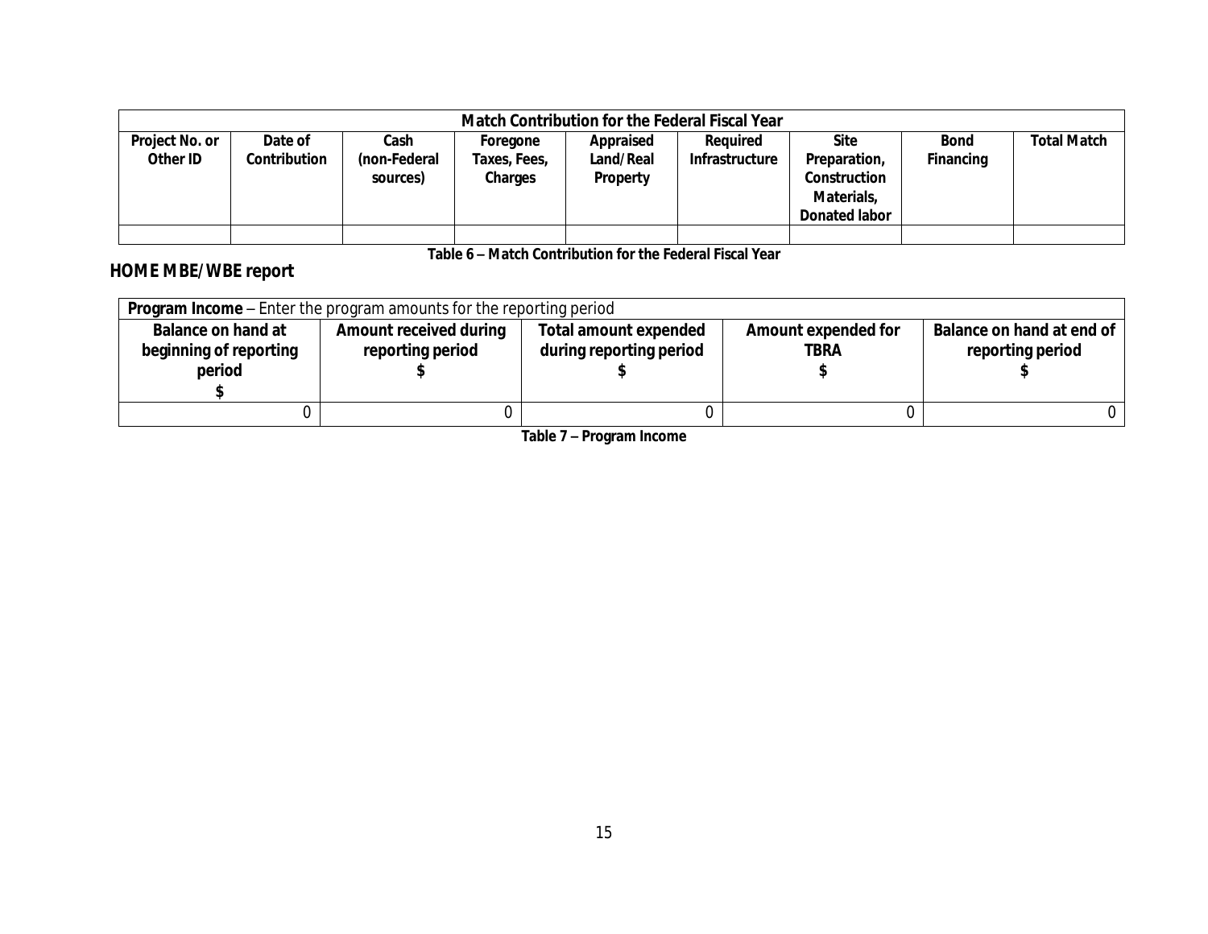| Match Contribution for the Federal Fiscal Year | | | | | | | | |
|---|---|---|---|---|---|---|---|---|
| Project No. or Other ID | Date of Contribution | Cash (non-Federal sources) | Foregone Taxes, Fees, Charges | Appraised Land/Real Property | Required Infrastructure | Site Preparation, Construction Materials, Donated labor | Bond Financing | Total Match |
| | | | | | | | | |

**Table 6 – Match Contribution for the Federal Fiscal Year**

## HOME MBE/WBE report

| **Program Income** – Enter the program amounts for the reporting period | | | | |
|---|---|---|---|---|
| Balance on hand at beginning of reporting period $ | Amount received during reporting period $ | Total amount expended during reporting period $ | Amount expended for TBRA $ | Balance on hand at end of reporting period $ |
| 0 | 0 | 0 | 0 | 0 |

**Table 7 – Program Income**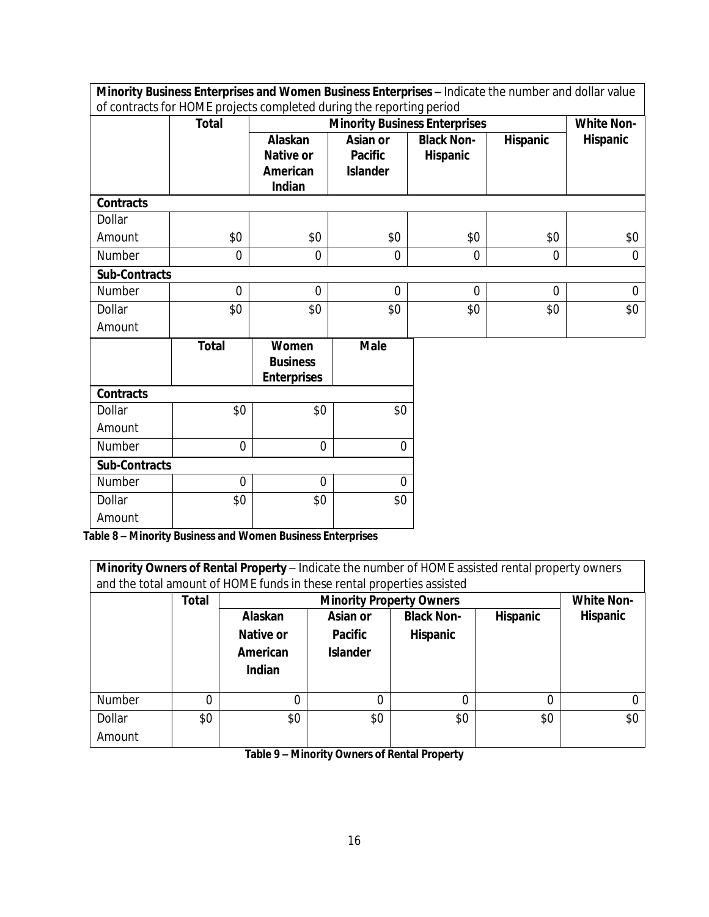**Minority Business Enterprises and Women Business Enterprises –** Indicate the number and dollar value of contracts for HOME projects completed during the reporting period

| | Total | Minority Business Enterprises | | | | White Non-Hispanic |
|---|---|---|---|---|---|---|
| | | Alaskan Native or American Indian | Asian or Pacific Islander | Black Non-Hispanic | Hispanic | |
| **Contracts** | | | | | | |
| Dollar Amount | $0 | $0 | $0 | $0 | $0 | $0 |
| Number | 0 | 0 | 0 | 0 | 0 | 0 |
| **Sub-Contracts** | | | | | | |
| Number | 0 | 0 | 0 | 0 | 0 | 0 |
| Dollar Amount | $0 | $0 | $0 | $0 | $0 | $0 |

| | Total | Women Business Enterprises | Male |
|---|---|---|---|
| **Contracts** | | | |
| Dollar Amount | $0 | $0 | $0 |
| Number | 0 | 0 | 0 |
| **Sub-Contracts** | | | |
| Number | 0 | 0 | 0 |
| Dollar Amount | $0 | $0 | $0 |

**Table 8 – Minority Business and Women Business Enterprises**

**Minority Owners of Rental Property** – Indicate the number of HOME assisted rental property owners and the total amount of HOME funds in these rental properties assisted

| | Total | Minority Property Owners | | | | White Non-Hispanic |
|---|---|---|---|---|---|---|
| | | Alaskan Native or American Indian | Asian or Pacific Islander | Black Non-Hispanic | Hispanic | |
| Number | 0 | 0 | 0 | 0 | 0 | 0 |
| Dollar Amount | $0 | $0 | $0 | $0 | $0 | $0 |

**Table 9 – Minority Owners of Rental Property**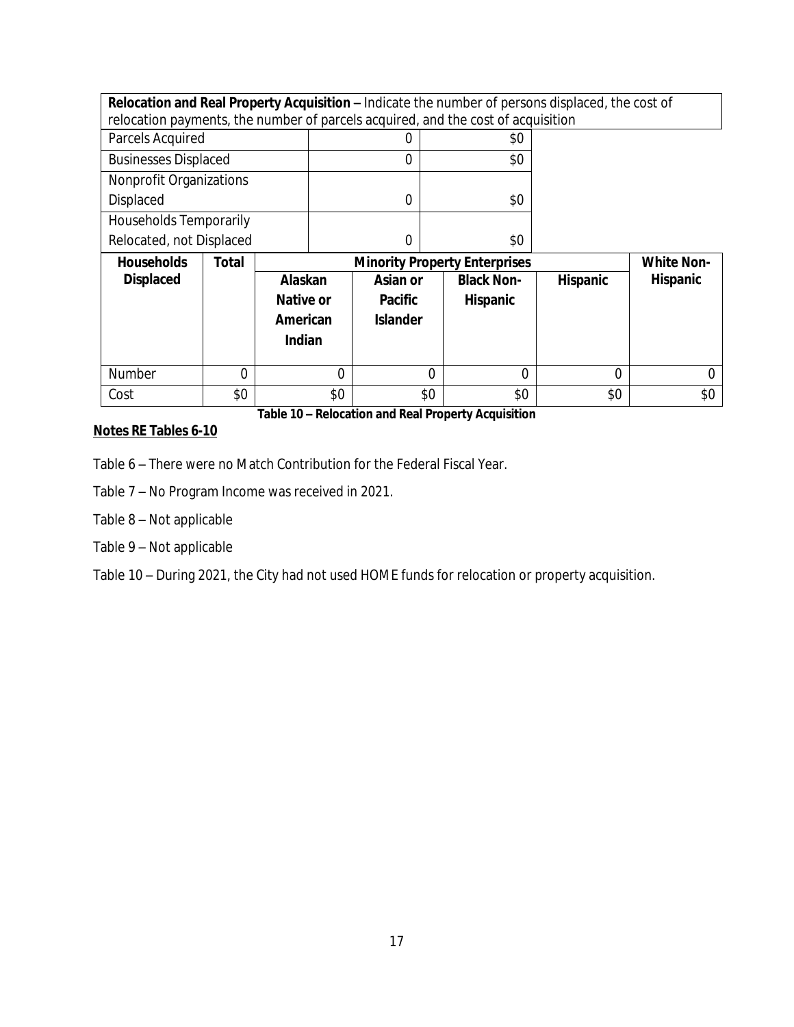| **Relocation and Real Property Acquisition –** Indicate the number of persons displaced, the cost of relocation payments, the number of parcels acquired, and the cost of acquisition | | | | | |
|---|---|---|---|---|---|
| Parcels Acquired | 0 | $0 | | | |
| Businesses Displaced | 0 | $0 | | | |
| Nonprofit Organizations Displaced | 0 | $0 | | | |
| Households Temporarily Relocated, not Displaced | 0 | $0 | | | |

| Households Displaced | Total | Minority Property Enterprises | | | | White Non-Hispanic |
|---|---|---|---|---|---|---|
| | | Alaskan Native or American Indian | Asian or Pacific Islander | Black Non-Hispanic | Hispanic | |
| Number | 0 | 0 | 0 | 0 | 0 | 0 |
| Cost | $0 | $0 | $0 | $0 | $0 | $0 |

**Table 10 – Relocation and Real Property Acquisition**

**Notes RE Tables 6-10**

Table 6 – There were no Match Contribution for the Federal Fiscal Year.

Table 7 – No Program Income was received in 2021.

Table 8 – Not applicable

Table 9 – Not applicable

Table 10 – During 2021, the City had not used HOME funds for relocation or property acquisition.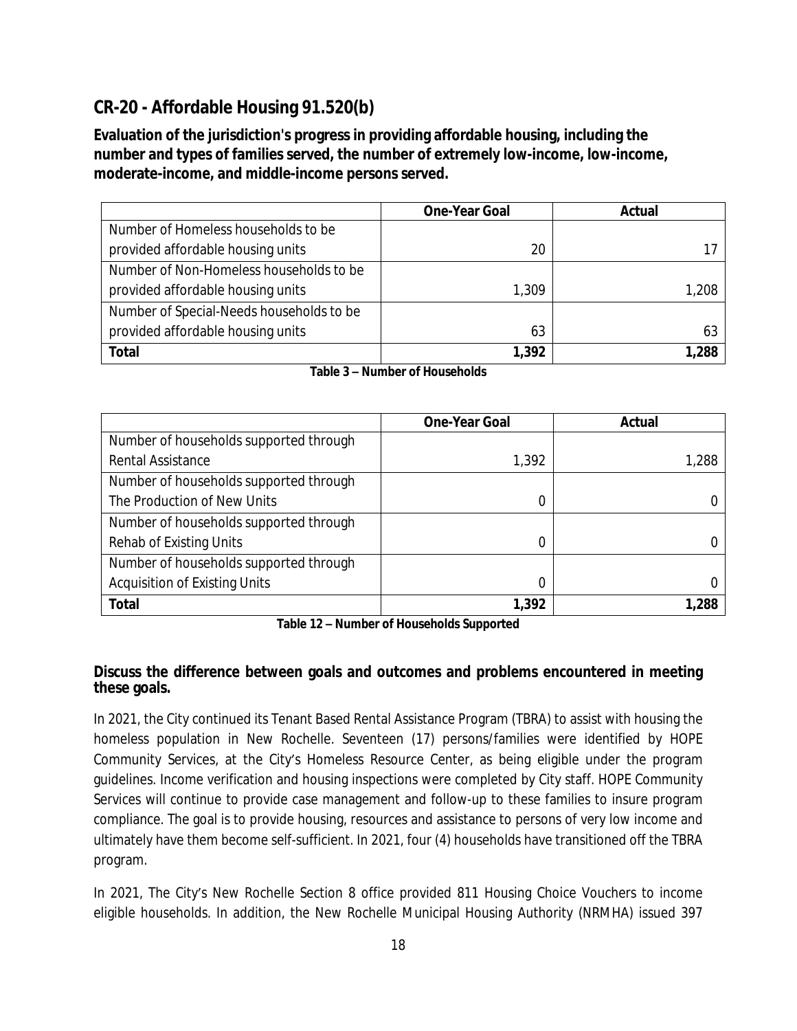## CR-20 - Affordable Housing 91.520(b)

**Evaluation of the jurisdiction's progress in providing affordable housing, including the number and types of families served, the number of extremely low-income, low-income, moderate-income, and middle-income persons served.**

| | One-Year Goal | Actual |
|---|---|---|
| Number of Homeless households to be provided affordable housing units | 20 | 17 |
| Number of Non-Homeless households to be provided affordable housing units | 1,309 | 1,208 |
| Number of Special-Needs households to be provided affordable housing units | 63 | 63 |
| **Total** | **1,392** | **1,288** |

**Table 3 – Number of Households**

| | One-Year Goal | Actual |
|---|---|---|
| Number of households supported through Rental Assistance | 1,392 | 1,288 |
| Number of households supported through The Production of New Units | 0 | 0 |
| Number of households supported through Rehab of Existing Units | 0 | 0 |
| Number of households supported through Acquisition of Existing Units | 0 | 0 |
| **Total** | **1,392** | **1,288** |

**Table 12 – Number of Households Supported**

**Discuss the difference between goals and outcomes and problems encountered in meeting these goals.**

In 2021, the City continued its Tenant Based Rental Assistance Program (TBRA) to assist with housing the homeless population in New Rochelle. Seventeen (17) persons/families were identified by HOPE Community Services, at the City's Homeless Resource Center, as being eligible under the program guidelines. Income verification and housing inspections were completed by City staff. HOPE Community Services will continue to provide case management and follow-up to these families to insure program compliance. The goal is to provide housing, resources and assistance to persons of very low income and ultimately have them become self-sufficient. In 2021, four (4) households have transitioned off the TBRA program.

In 2021, The City's New Rochelle Section 8 office provided 811 Housing Choice Vouchers to income eligible households. In addition, the New Rochelle Municipal Housing Authority (NRMHA) issued 397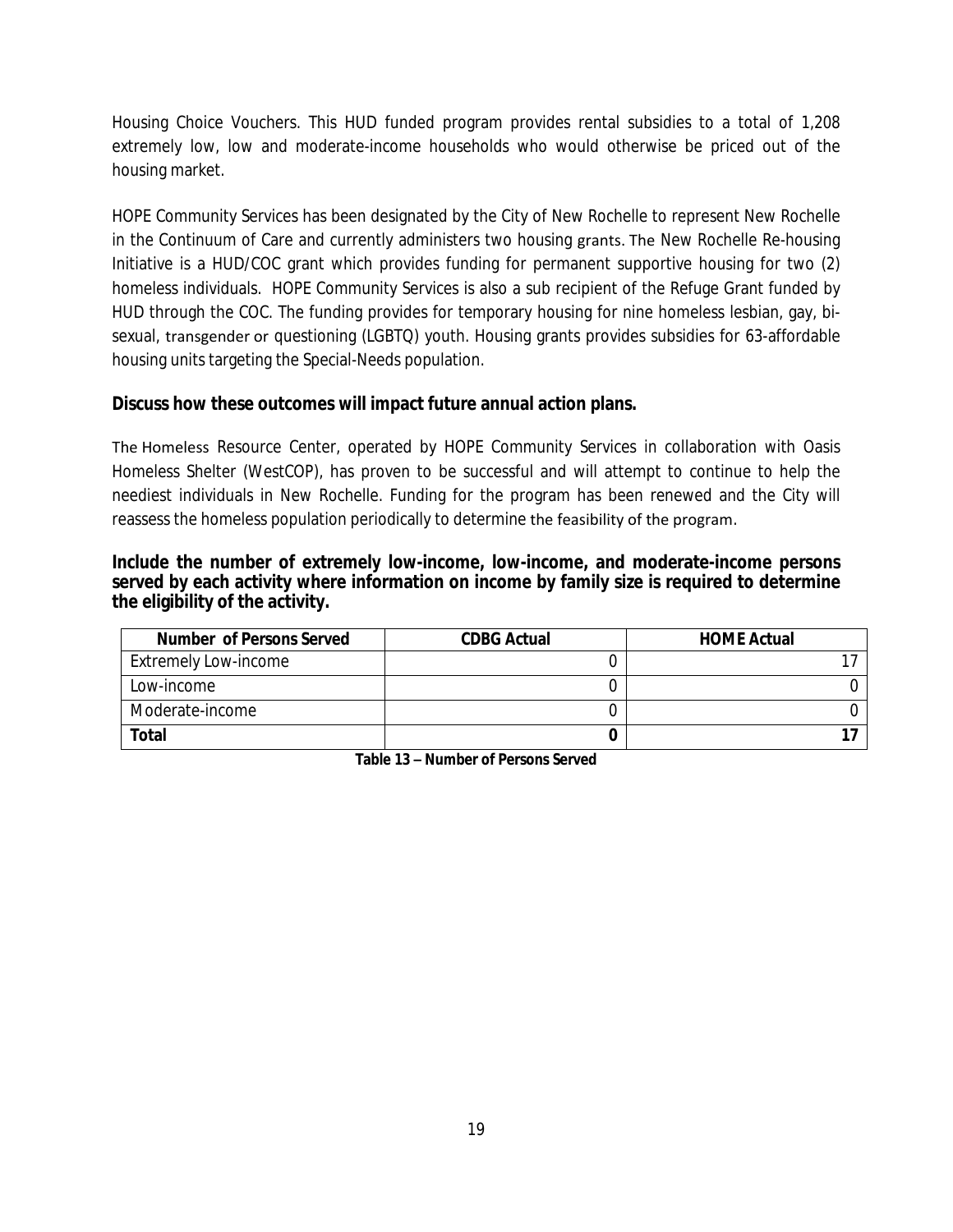Housing Choice Vouchers. This HUD funded program provides rental subsidies to a total of 1,208 extremely low, low and moderate-income households who would otherwise be priced out of the housing market.

HOPE Community Services has been designated by the City of New Rochelle to represent New Rochelle in the Continuum of Care and currently administers two housing grants. The New Rochelle Re-housing Initiative is a HUD/COC grant which provides funding for permanent supportive housing for two (2) homeless individuals. HOPE Community Services is also a sub recipient of the Refuge Grant funded by HUD through the COC. The funding provides for temporary housing for nine homeless lesbian, gay, bi-sexual, transgender or questioning (LGBTQ) youth. Housing grants provides subsidies for 63-affordable housing units targeting the Special-Needs population.

**Discuss how these outcomes will impact future annual action plans.**

The Homeless Resource Center, operated by HOPE Community Services in collaboration with Oasis Homeless Shelter (WestCOP), has proven to be successful and will attempt to continue to help the neediest individuals in New Rochelle. Funding for the program has been renewed and the City will reassess the homeless population periodically to determine the feasibility of the program.

**Include the number of extremely low-income, low-income, and moderate-income persons served by each activity where information on income by family size is required to determine the eligibility of the activity.**

| Number of Persons Served | CDBG Actual | HOME Actual |
|---|---|---|
| Extremely Low-income | 0 | 17 |
| Low-income | 0 | 0 |
| Moderate-income | 0 | 0 |
| **Total** | **0** | **17** |

**Table 13 – Number of Persons Served**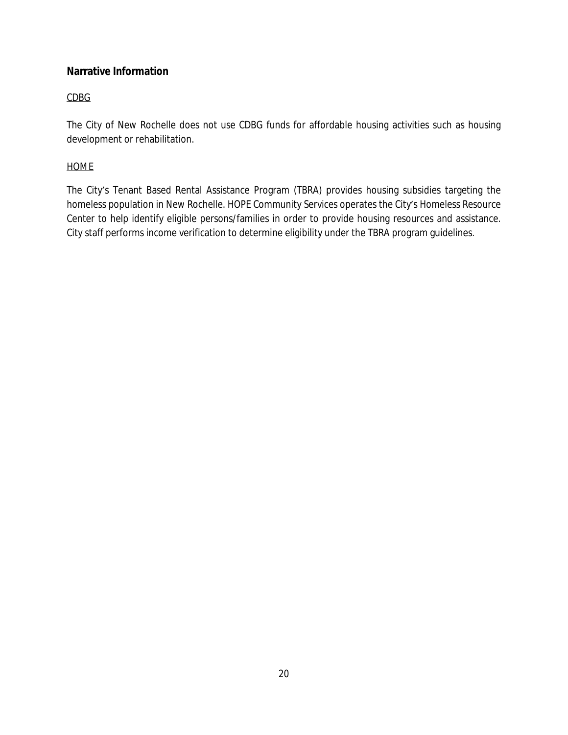## Narrative Information

CDBG

The City of New Rochelle does not use CDBG funds for affordable housing activities such as housing development or rehabilitation.

HOME

The City's Tenant Based Rental Assistance Program (TBRA) provides housing subsidies targeting the homeless population in New Rochelle. HOPE Community Services operates the City's Homeless Resource Center to help identify eligible persons/families in order to provide housing resources and assistance. City staff performs income verification to determine eligibility under the TBRA program guidelines.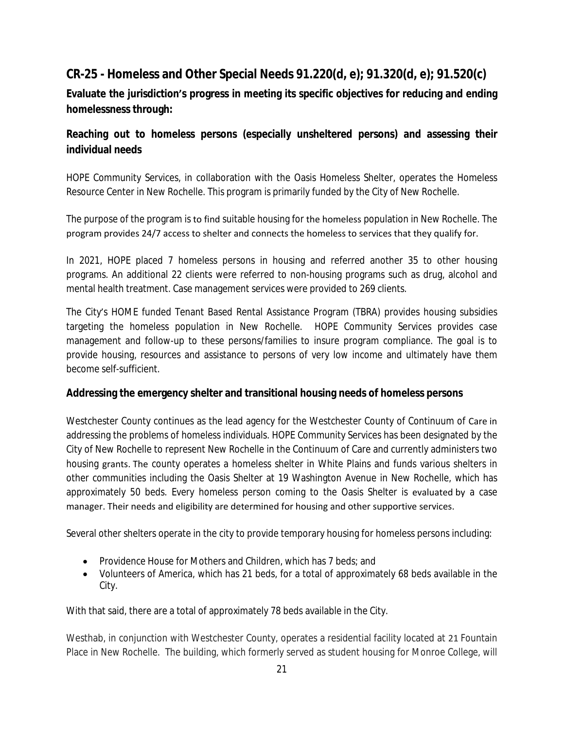## CR-25 - Homeless and Other Special Needs 91.220(d, e); 91.320(d, e); 91.520(c)

**Evaluate the jurisdiction's progress in meeting its specific objectives for reducing and ending homelessness through:**

**Reaching out to homeless persons (especially unsheltered persons) and assessing their individual needs**

HOPE Community Services, in collaboration with the Oasis Homeless Shelter, operates the Homeless Resource Center in New Rochelle. This program is primarily funded by the City of New Rochelle.

The purpose of the program is to find suitable housing for the homeless population in New Rochelle. The program provides 24/7 access to shelter and connects the homeless to services that they qualify for.

In 2021, HOPE placed 7 homeless persons in housing and referred another 35 to other housing programs. An additional 22 clients were referred to non-housing programs such as drug, alcohol and mental health treatment. Case management services were provided to 269 clients.

The City's HOME funded Tenant Based Rental Assistance Program (TBRA) provides housing subsidies targeting the homeless population in New Rochelle. HOPE Community Services provides case management and follow-up to these persons/families to insure program compliance. The goal is to provide housing, resources and assistance to persons of very low income and ultimately have them become self-sufficient.

**Addressing the emergency shelter and transitional housing needs of homeless persons**

Westchester County continues as the lead agency for the Westchester County of Continuum of Care in addressing the problems of homeless individuals. HOPE Community Services has been designated by the City of New Rochelle to represent New Rochelle in the Continuum of Care and currently administers two housing grants. The county operates a homeless shelter in White Plains and funds various shelters in other communities including the Oasis Shelter at 19 Washington Avenue in New Rochelle, which has approximately 50 beds. Every homeless person coming to the Oasis Shelter is evaluated by a case manager. Their needs and eligibility are determined for housing and other supportive services.

Several other shelters operate in the city to provide temporary housing for homeless persons including:

- Providence House for Mothers and Children, which has 7 beds; and
- Volunteers of America, which has 21 beds, for a total of approximately 68 beds available in the City.

With that said, there are a total of approximately 78 beds available in the City.

Westhab, in conjunction with Westchester County, operates a residential facility located at 21 Fountain Place in New Rochelle. The building, which formerly served as student housing for Monroe College, will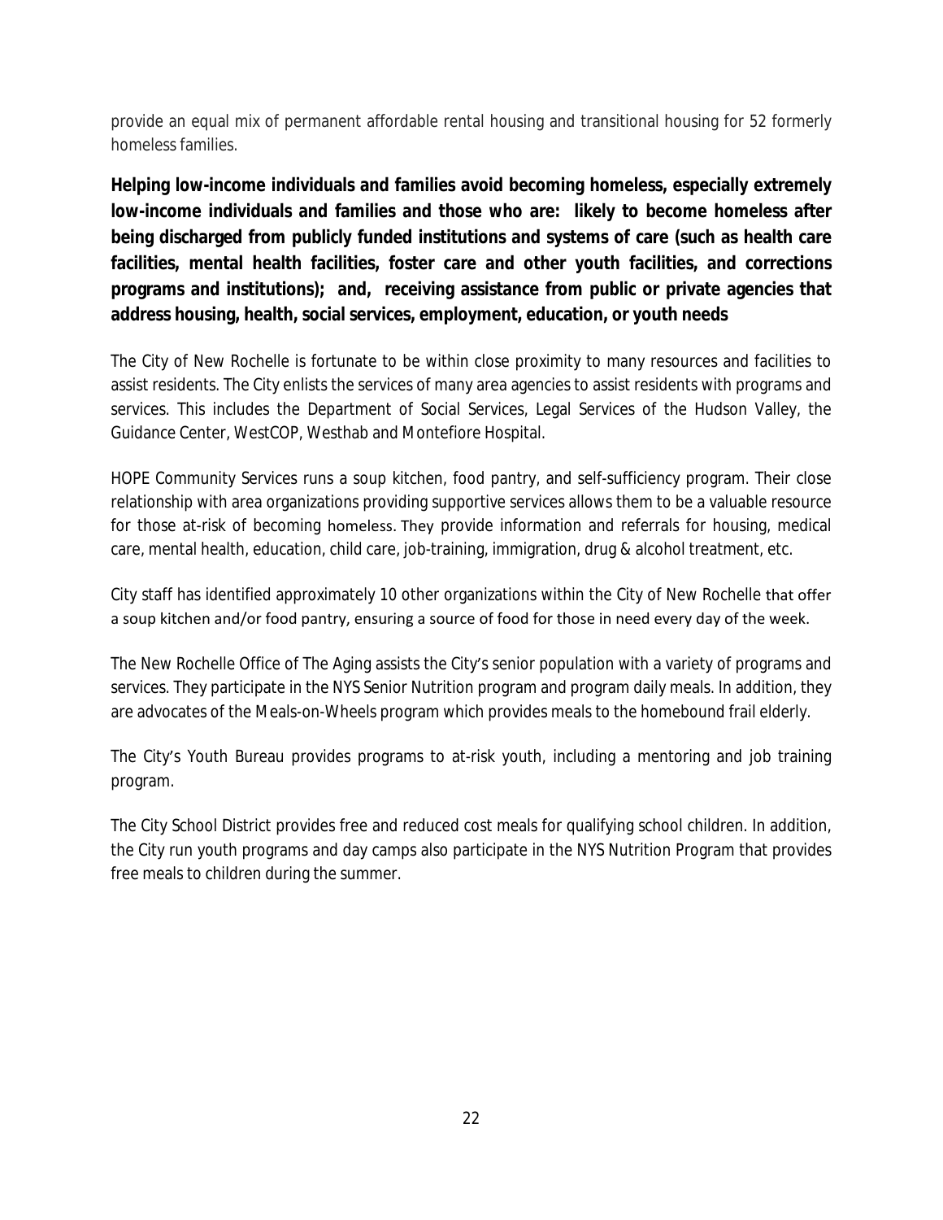provide an equal mix of permanent affordable rental housing and transitional housing for 52 formerly homeless families.

**Helping low-income individuals and families avoid becoming homeless, especially extremely low-income individuals and families and those who are: likely to become homeless after being discharged from publicly funded institutions and systems of care (such as health care facilities, mental health facilities, foster care and other youth facilities, and corrections programs and institutions); and, receiving assistance from public or private agencies that address housing, health, social services, employment, education, or youth needs**

The City of New Rochelle is fortunate to be within close proximity to many resources and facilities to assist residents. The City enlists the services of many area agencies to assist residents with programs and services. This includes the Department of Social Services, Legal Services of the Hudson Valley, the Guidance Center, WestCOP, Westhab and Montefiore Hospital.

HOPE Community Services runs a soup kitchen, food pantry, and self-sufficiency program. Their close relationship with area organizations providing supportive services allows them to be a valuable resource for those at-risk of becoming homeless. They provide information and referrals for housing, medical care, mental health, education, child care, job-training, immigration, drug & alcohol treatment, etc.

City staff has identified approximately 10 other organizations within the City of New Rochelle that offer a soup kitchen and/or food pantry, ensuring a source of food for those in need every day of the week.

The New Rochelle Office of The Aging assists the City's senior population with a variety of programs and services. They participate in the NYS Senior Nutrition program and program daily meals. In addition, they are advocates of the Meals-on-Wheels program which provides meals to the homebound frail elderly.

The City's Youth Bureau provides programs to at-risk youth, including a mentoring and job training program.

The City School District provides free and reduced cost meals for qualifying school children. In addition, the City run youth programs and day camps also participate in the NYS Nutrition Program that provides free meals to children during the summer.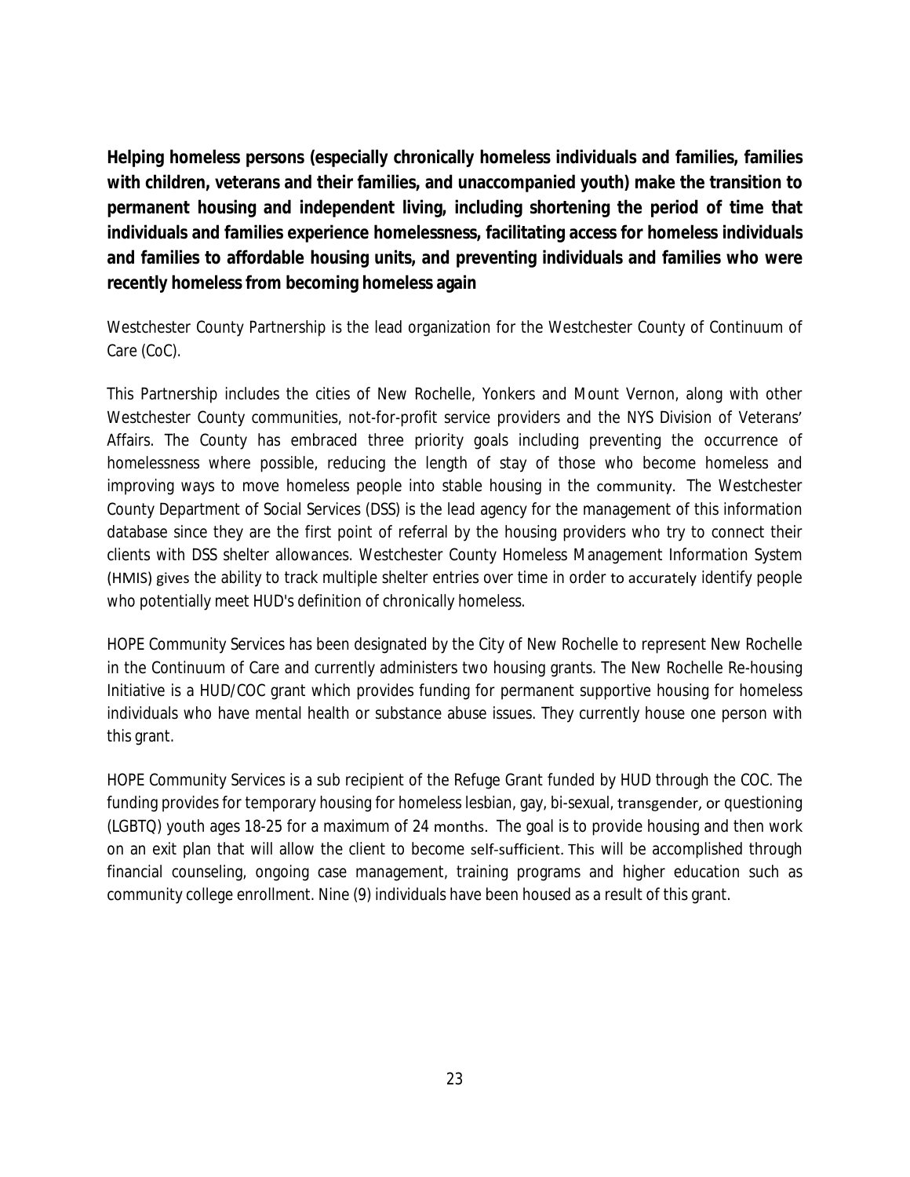**Helping homeless persons (especially chronically homeless individuals and families, families with children, veterans and their families, and unaccompanied youth) make the transition to permanent housing and independent living, including shortening the period of time that individuals and families experience homelessness, facilitating access for homeless individuals and families to affordable housing units, and preventing individuals and families who were recently homeless from becoming homeless again**

Westchester County Partnership is the lead organization for the Westchester County of Continuum of Care (CoC).

This Partnership includes the cities of New Rochelle, Yonkers and Mount Vernon, along with other Westchester County communities, not-for-profit service providers and the NYS Division of Veterans' Affairs. The County has embraced three priority goals including preventing the occurrence of homelessness where possible, reducing the length of stay of those who become homeless and improving ways to move homeless people into stable housing in the community. The Westchester County Department of Social Services (DSS) is the lead agency for the management of this information database since they are the first point of referral by the housing providers who try to connect their clients with DSS shelter allowances. Westchester County Homeless Management Information System (HMIS) gives the ability to track multiple shelter entries over time in order to accurately identify people who potentially meet HUD's definition of chronically homeless.

HOPE Community Services has been designated by the City of New Rochelle to represent New Rochelle in the Continuum of Care and currently administers two housing grants. The New Rochelle Re-housing Initiative is a HUD/COC grant which provides funding for permanent supportive housing for homeless individuals who have mental health or substance abuse issues. They currently house one person with this grant.

HOPE Community Services is a sub recipient of the Refuge Grant funded by HUD through the COC. The funding provides for temporary housing for homeless lesbian, gay, bi-sexual, transgender, or questioning (LGBTQ) youth ages 18-25 for a maximum of 24 months. The goal is to provide housing and then work on an exit plan that will allow the client to become self-sufficient. This will be accomplished through financial counseling, ongoing case management, training programs and higher education such as community college enrollment. Nine (9) individuals have been housed as a result of this grant.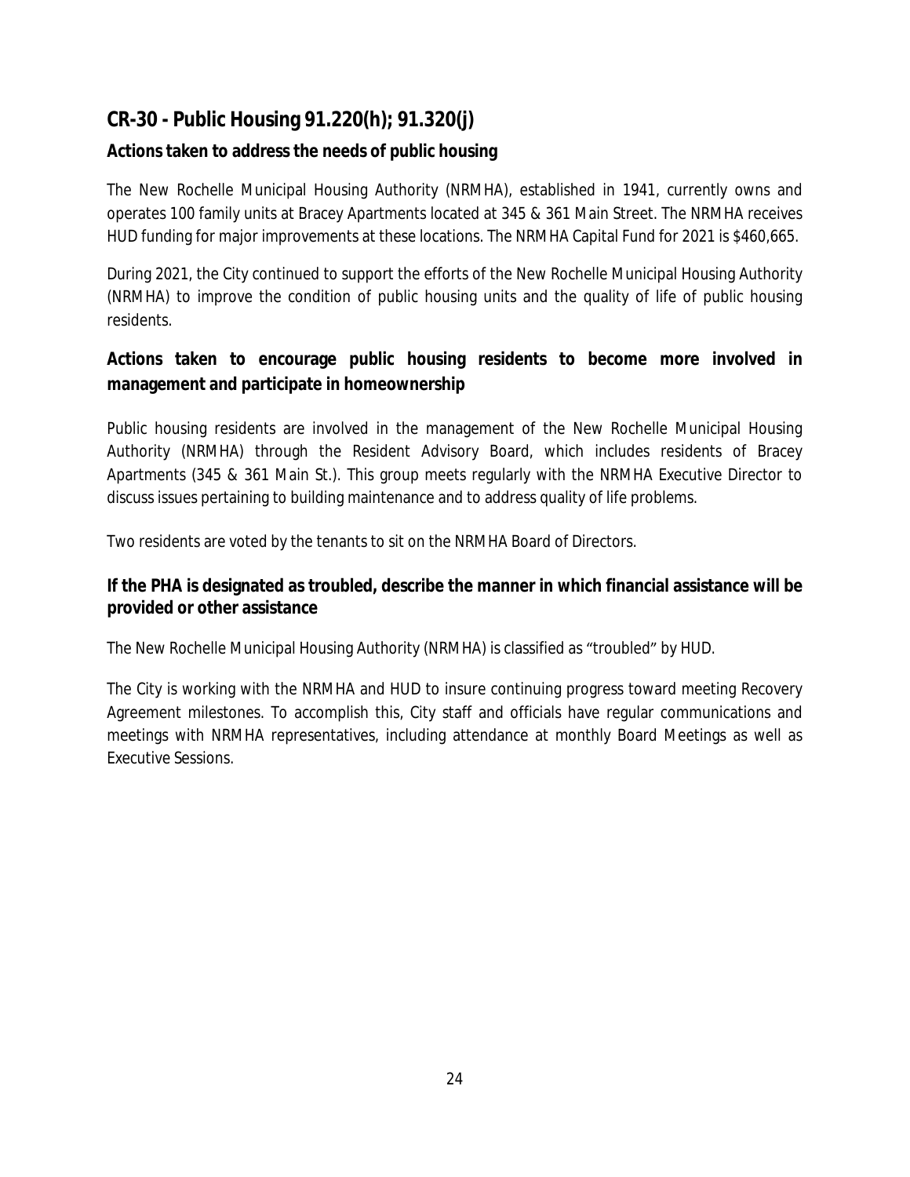## CR-30 - Public Housing 91.220(h); 91.320(j)

### Actions taken to address the needs of public housing

The New Rochelle Municipal Housing Authority (NRMHA), established in 1941, currently owns and operates 100 family units at Bracey Apartments located at 345 & 361 Main Street. The NRMHA receives HUD funding for major improvements at these locations. The NRMHA Capital Fund for 2021 is $460,665.

During 2021, the City continued to support the efforts of the New Rochelle Municipal Housing Authority (NRMHA) to improve the condition of public housing units and the quality of life of public housing residents.

### Actions taken to encourage public housing residents to become more involved in management and participate in homeownership

Public housing residents are involved in the management of the New Rochelle Municipal Housing Authority (NRMHA) through the Resident Advisory Board, which includes residents of Bracey Apartments (345 & 361 Main St.). This group meets regularly with the NRMHA Executive Director to discuss issues pertaining to building maintenance and to address quality of life problems.

Two residents are voted by the tenants to sit on the NRMHA Board of Directors.

### If the PHA is designated as troubled, describe the manner in which financial assistance will be provided or other assistance

The New Rochelle Municipal Housing Authority (NRMHA) is classified as "troubled" by HUD.

The City is working with the NRMHA and HUD to insure continuing progress toward meeting Recovery Agreement milestones. To accomplish this, City staff and officials have regular communications and meetings with NRMHA representatives, including attendance at monthly Board Meetings as well as Executive Sessions.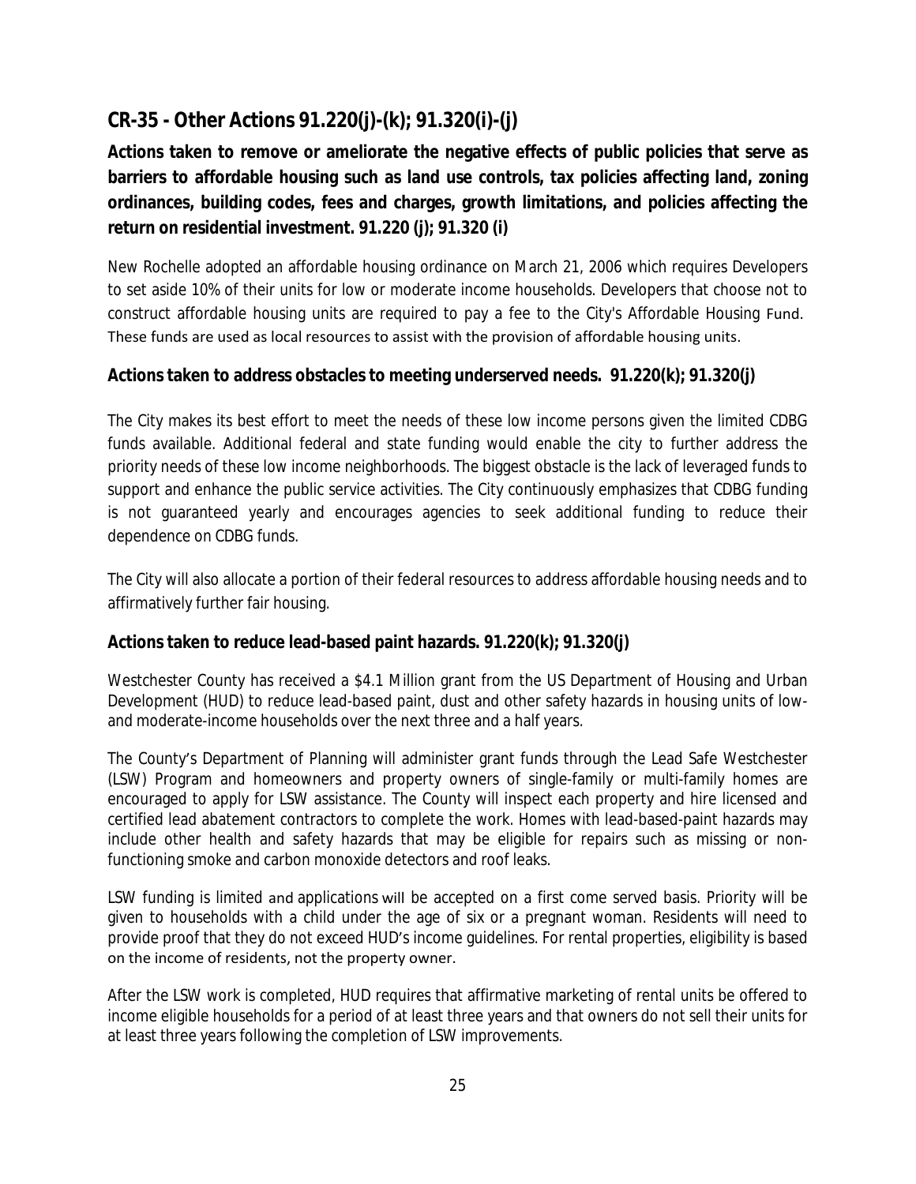## CR-35 - Other Actions 91.220(j)-(k); 91.320(i)-(j)

**Actions taken to remove or ameliorate the negative effects of public policies that serve as barriers to affordable housing such as land use controls, tax policies affecting land, zoning ordinances, building codes, fees and charges, growth limitations, and policies affecting the return on residential investment. 91.220 (j); 91.320 (i)**

New Rochelle adopted an affordable housing ordinance on March 21, 2006 which requires Developers to set aside 10% of their units for low or moderate income households. Developers that choose not to construct affordable housing units are required to pay a fee to the City's Affordable Housing Fund. These funds are used as local resources to assist with the provision of affordable housing units.

**Actions taken to address obstacles to meeting underserved needs. 91.220(k); 91.320(j)**

The City makes its best effort to meet the needs of these low income persons given the limited CDBG funds available. Additional federal and state funding would enable the city to further address the priority needs of these low income neighborhoods. The biggest obstacle is the lack of leveraged funds to support and enhance the public service activities. The City continuously emphasizes that CDBG funding is not guaranteed yearly and encourages agencies to seek additional funding to reduce their dependence on CDBG funds.

The City will also allocate a portion of their federal resources to address affordable housing needs and to affirmatively further fair housing.

**Actions taken to reduce lead-based paint hazards. 91.220(k); 91.320(j)**

Westchester County has received a $4.1 Million grant from the US Department of Housing and Urban Development (HUD) to reduce lead-based paint, dust and other safety hazards in housing units of low- and moderate-income households over the next three and a half years.

The County's Department of Planning will administer grant funds through the Lead Safe Westchester (LSW) Program and homeowners and property owners of single-family or multi-family homes are encouraged to apply for LSW assistance. The County will inspect each property and hire licensed and certified lead abatement contractors to complete the work. Homes with lead-based-paint hazards may include other health and safety hazards that may be eligible for repairs such as missing or non-functioning smoke and carbon monoxide detectors and roof leaks.

LSW funding is limited and applications will be accepted on a first come served basis. Priority will be given to households with a child under the age of six or a pregnant woman. Residents will need to provide proof that they do not exceed HUD's income guidelines. For rental properties, eligibility is based on the income of residents, not the property owner.

After the LSW work is completed, HUD requires that affirmative marketing of rental units be offered to income eligible households for a period of at least three years and that owners do not sell their units for at least three years following the completion of LSW improvements.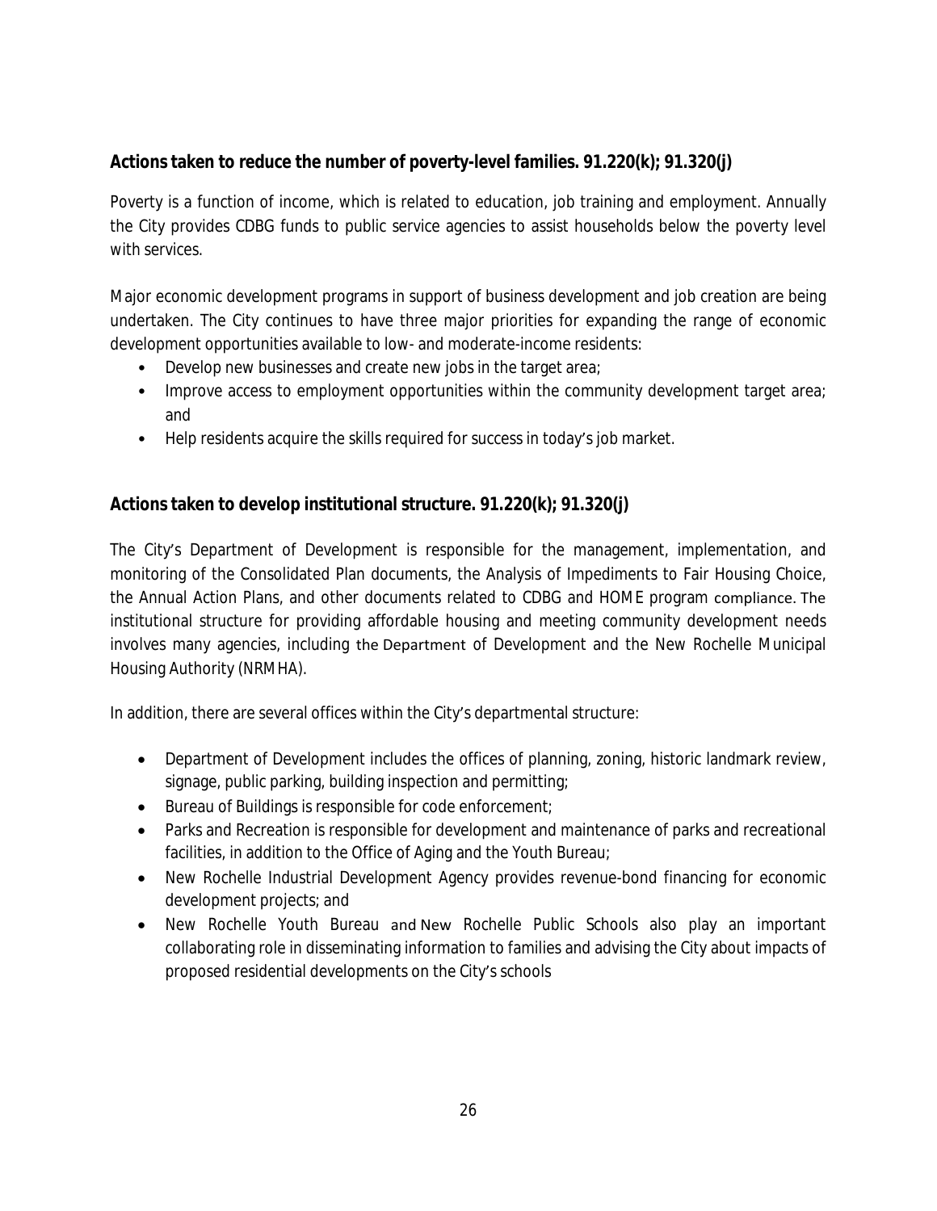## Actions taken to reduce the number of poverty-level families. 91.220(k); 91.320(j)

Poverty is a function of income, which is related to education, job training and employment. Annually the City provides CDBG funds to public service agencies to assist households below the poverty level with services.

Major economic development programs in support of business development and job creation are being undertaken. The City continues to have three major priorities for expanding the range of economic development opportunities available to low- and moderate-income residents:

- Develop new businesses and create new jobs in the target area;
- Improve access to employment opportunities within the community development target area; and
- Help residents acquire the skills required for success in today's job market.

## Actions taken to develop institutional structure. 91.220(k); 91.320(j)

The City's Department of Development is responsible for the management, implementation, and monitoring of the Consolidated Plan documents, the Analysis of Impediments to Fair Housing Choice, the Annual Action Plans, and other documents related to CDBG and HOME program compliance. The institutional structure for providing affordable housing and meeting community development needs involves many agencies, including the Department of Development and the New Rochelle Municipal Housing Authority (NRMHA).

In addition, there are several offices within the City's departmental structure:

- Department of Development includes the offices of planning, zoning, historic landmark review, signage, public parking, building inspection and permitting;
- Bureau of Buildings is responsible for code enforcement;
- Parks and Recreation is responsible for development and maintenance of parks and recreational facilities, in addition to the Office of Aging and the Youth Bureau;
- New Rochelle Industrial Development Agency provides revenue-bond financing for economic development projects; and
- New Rochelle Youth Bureau and New Rochelle Public Schools also play an important collaborating role in disseminating information to families and advising the City about impacts of proposed residential developments on the City's schools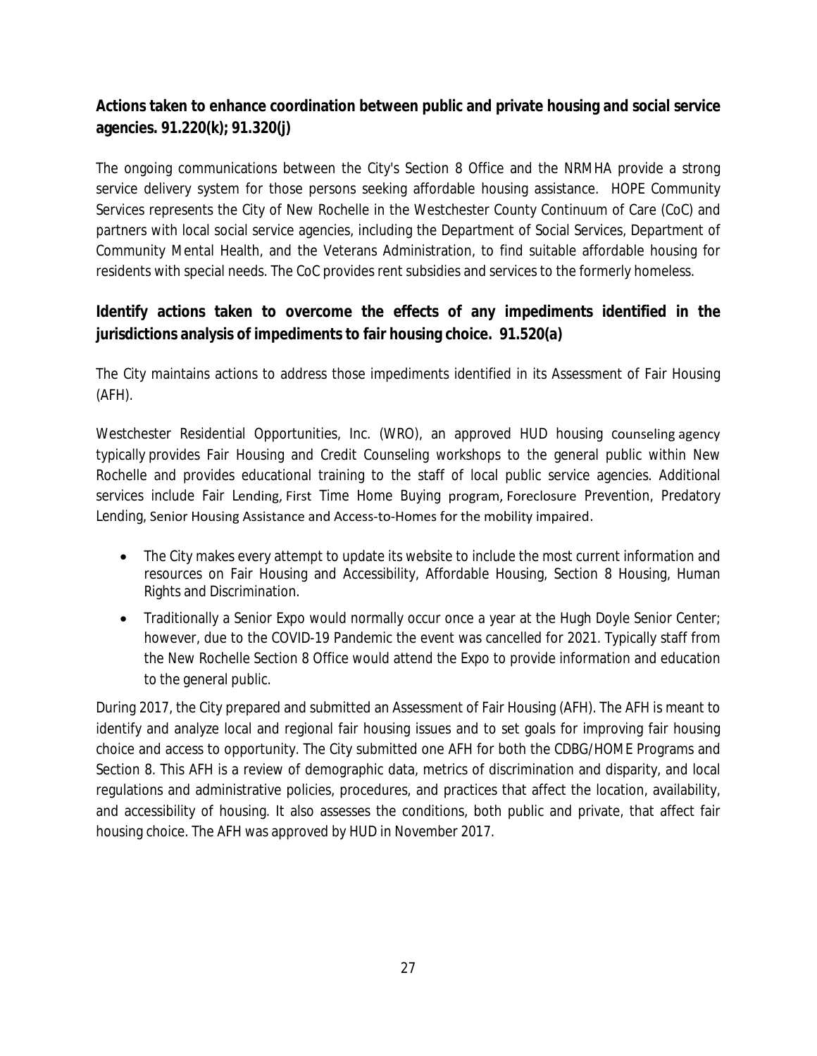**Actions taken to enhance coordination between public and private housing and social service agencies. 91.220(k); 91.320(j)**

The ongoing communications between the City's Section 8 Office and the NRMHA provide a strong service delivery system for those persons seeking affordable housing assistance. HOPE Community Services represents the City of New Rochelle in the Westchester County Continuum of Care (CoC) and partners with local social service agencies, including the Department of Social Services, Department of Community Mental Health, and the Veterans Administration, to find suitable affordable housing for residents with special needs. The CoC provides rent subsidies and services to the formerly homeless.

**Identify actions taken to overcome the effects of any impediments identified in the jurisdictions analysis of impediments to fair housing choice. 91.520(a)**

The City maintains actions to address those impediments identified in its Assessment of Fair Housing (AFH).

Westchester Residential Opportunities, Inc. (WRO), an approved HUD housing counseling agency typically provides Fair Housing and Credit Counseling workshops to the general public within New Rochelle and provides educational training to the staff of local public service agencies. Additional services include Fair Lending, First Time Home Buying program, Foreclosure Prevention, Predatory Lending, Senior Housing Assistance and Access-to-Homes for the mobility impaired.

- The City makes every attempt to update its website to include the most current information and resources on Fair Housing and Accessibility, Affordable Housing, Section 8 Housing, Human Rights and Discrimination.
- Traditionally a Senior Expo would normally occur once a year at the Hugh Doyle Senior Center; however, due to the COVID-19 Pandemic the event was cancelled for 2021. Typically staff from the New Rochelle Section 8 Office would attend the Expo to provide information and education to the general public.

During 2017, the City prepared and submitted an Assessment of Fair Housing (AFH). The AFH is meant to identify and analyze local and regional fair housing issues and to set goals for improving fair housing choice and access to opportunity. The City submitted one AFH for both the CDBG/HOME Programs and Section 8. This AFH is a review of demographic data, metrics of discrimination and disparity, and local regulations and administrative policies, procedures, and practices that affect the location, availability, and accessibility of housing. It also assesses the conditions, both public and private, that affect fair housing choice. The AFH was approved by HUD in November 2017.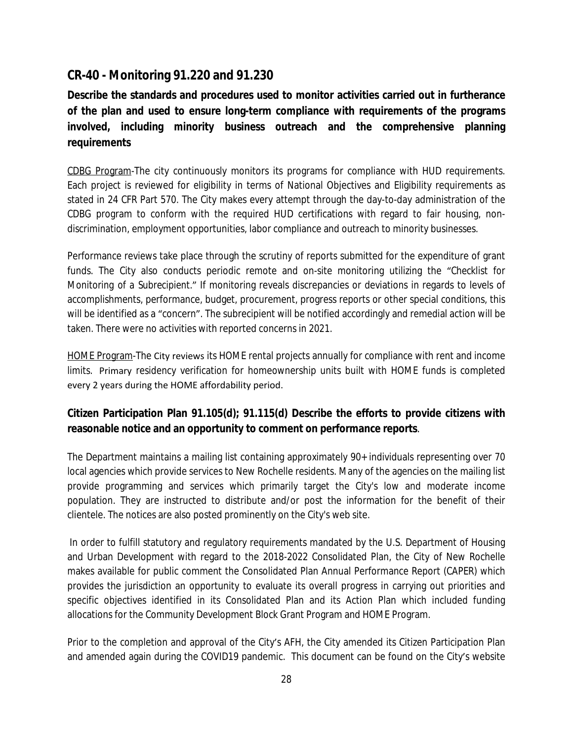## CR-40 - Monitoring 91.220 and 91.230

**Describe the standards and procedures used to monitor activities carried out in furtherance of the plan and used to ensure long-term compliance with requirements of the programs involved, including minority business outreach and the comprehensive planning requirements**

CDBG Program-The city continuously monitors its programs for compliance with HUD requirements. Each project is reviewed for eligibility in terms of National Objectives and Eligibility requirements as stated in 24 CFR Part 570. The City makes every attempt through the day-to-day administration of the CDBG program to conform with the required HUD certifications with regard to fair housing, non-discrimination, employment opportunities, labor compliance and outreach to minority businesses.

Performance reviews take place through the scrutiny of reports submitted for the expenditure of grant funds. The City also conducts periodic remote and on-site monitoring utilizing the "Checklist for Monitoring of a Subrecipient." If monitoring reveals discrepancies or deviations in regards to levels of accomplishments, performance, budget, procurement, progress reports or other special conditions, this will be identified as a "concern". The subrecipient will be notified accordingly and remedial action will be taken. There were no activities with reported concerns in 2021.

HOME Program-The City reviews its HOME rental projects annually for compliance with rent and income limits. Primary residency verification for homeownership units built with HOME funds is completed every 2 years during the HOME affordability period.

**Citizen Participation Plan 91.105(d); 91.115(d) Describe the efforts to provide citizens with reasonable notice and an opportunity to comment on performance reports**.

The Department maintains a mailing list containing approximately 90+ individuals representing over 70 local agencies which provide services to New Rochelle residents. Many of the agencies on the mailing list provide programming and services which primarily target the City's low and moderate income population. They are instructed to distribute and/or post the information for the benefit of their clientele. The notices are also posted prominently on the City's web site.

In order to fulfill statutory and regulatory requirements mandated by the U.S. Department of Housing and Urban Development with regard to the 2018-2022 Consolidated Plan, the City of New Rochelle makes available for public comment the Consolidated Plan Annual Performance Report (CAPER) which provides the jurisdiction an opportunity to evaluate its overall progress in carrying out priorities and specific objectives identified in its Consolidated Plan and its Action Plan which included funding allocations for the Community Development Block Grant Program and HOME Program.

Prior to the completion and approval of the City's AFH, the City amended its Citizen Participation Plan and amended again during the COVID19 pandemic. This document can be found on the City's website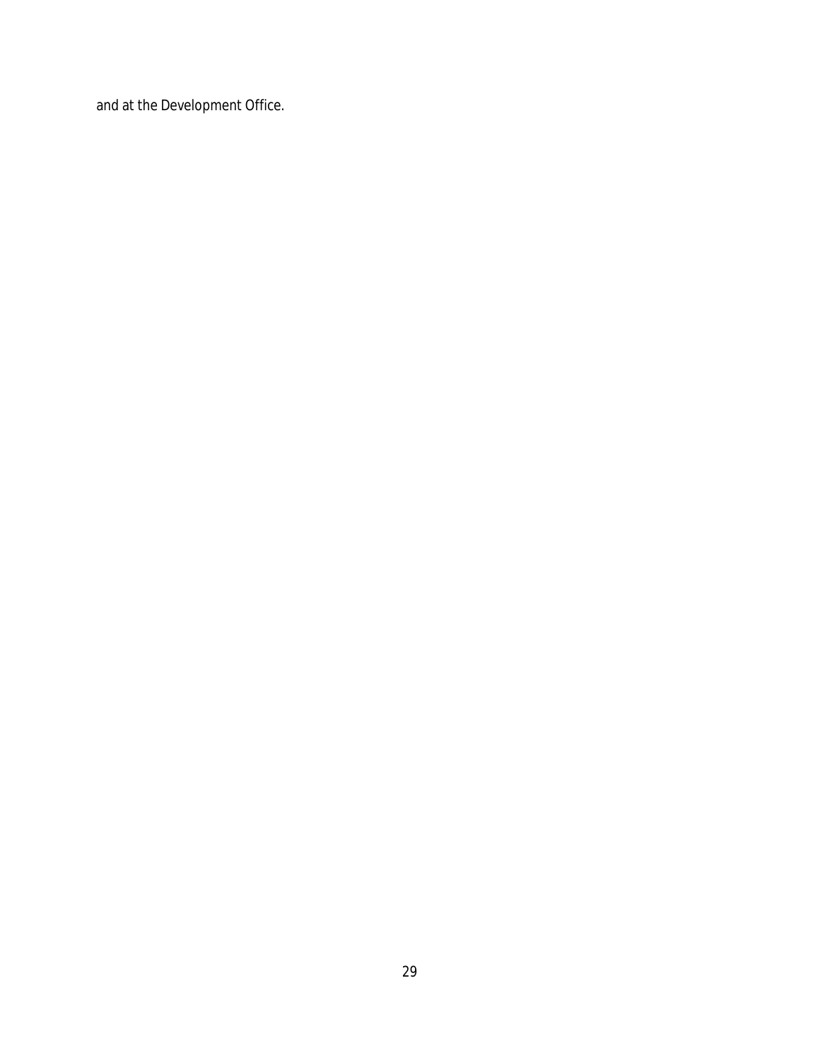and at the Development Office.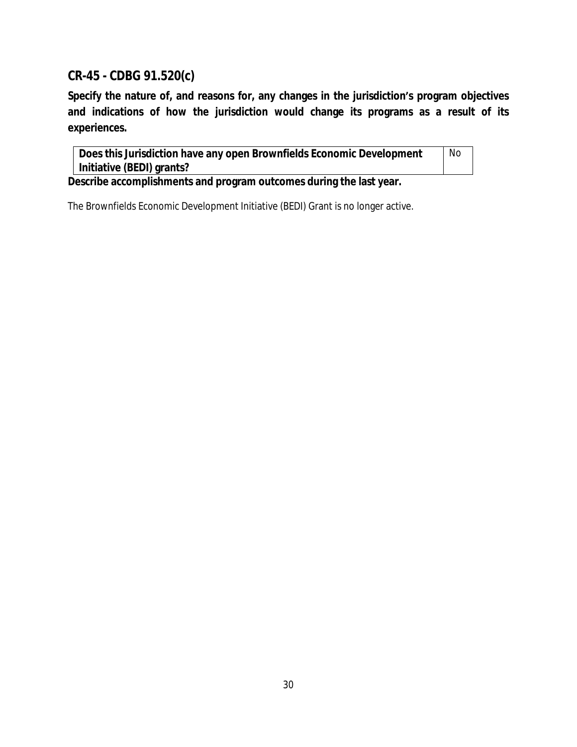## CR-45 - CDBG 91.520(c)

**Specify the nature of, and reasons for, any changes in the jurisdiction's program objectives and indications of how the jurisdiction would change its programs as a result of its experiences.**

| Does this Jurisdiction have any open Brownfields Economic Development Initiative (BEDI) grants? | No |
|---|---|

**Describe accomplishments and program outcomes during the last year.**

The Brownfields Economic Development Initiative (BEDI) Grant is no longer active.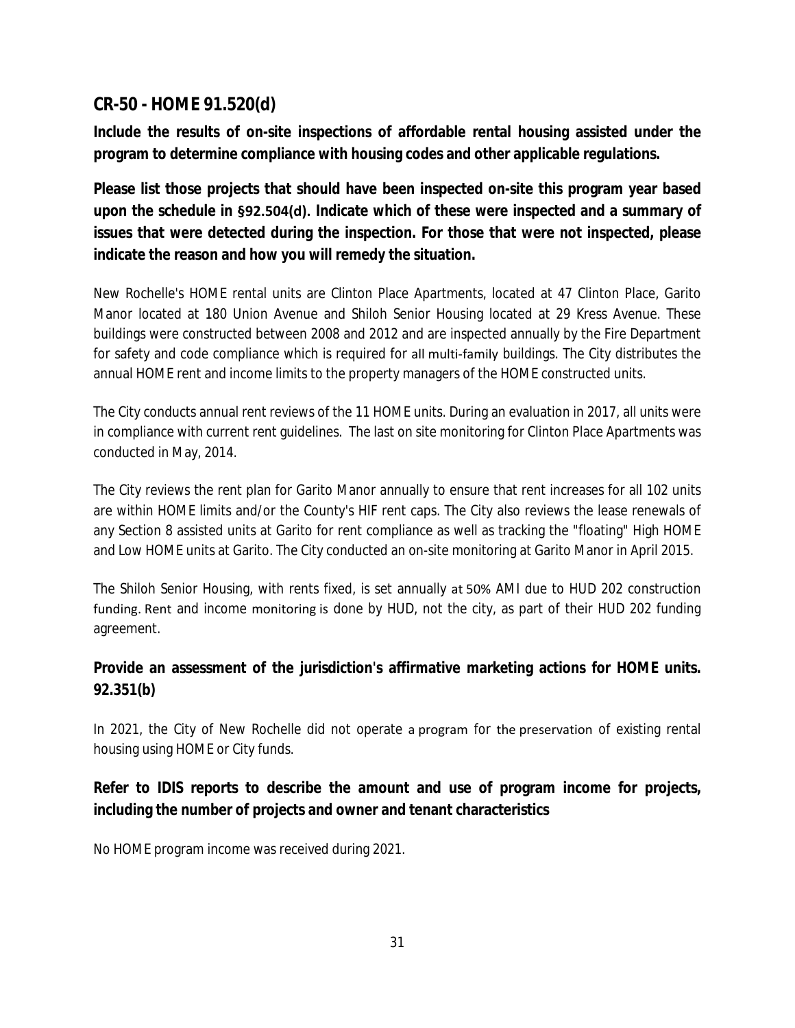## CR-50 - HOME 91.520(d)

**Include the results of on-site inspections of affordable rental housing assisted under the program to determine compliance with housing codes and other applicable regulations.**

**Please list those projects that should have been inspected on-site this program year based upon the schedule in §92.504(d). Indicate which of these were inspected and a summary of issues that were detected during the inspection. For those that were not inspected, please indicate the reason and how you will remedy the situation.**

New Rochelle's HOME rental units are Clinton Place Apartments, located at 47 Clinton Place, Garito Manor located at 180 Union Avenue and Shiloh Senior Housing located at 29 Kress Avenue. These buildings were constructed between 2008 and 2012 and are inspected annually by the Fire Department for safety and code compliance which is required for all multi-family buildings. The City distributes the annual HOME rent and income limits to the property managers of the HOME constructed units.

The City conducts annual rent reviews of the 11 HOME units. During an evaluation in 2017, all units were in compliance with current rent guidelines. The last on site monitoring for Clinton Place Apartments was conducted in May, 2014.

The City reviews the rent plan for Garito Manor annually to ensure that rent increases for all 102 units are within HOME limits and/or the County's HIF rent caps. The City also reviews the lease renewals of any Section 8 assisted units at Garito for rent compliance as well as tracking the "floating" High HOME and Low HOME units at Garito. The City conducted an on-site monitoring at Garito Manor in April 2015.

The Shiloh Senior Housing, with rents fixed, is set annually at 50% AMI due to HUD 202 construction funding. Rent and income monitoring is done by HUD, not the city, as part of their HUD 202 funding agreement.

**Provide an assessment of the jurisdiction's affirmative marketing actions for HOME units. 92.351(b)**

In 2021, the City of New Rochelle did not operate a program for the preservation of existing rental housing using HOME or City funds.

**Refer to IDIS reports to describe the amount and use of program income for projects, including the number of projects and owner and tenant characteristics**

No HOME program income was received during 2021.